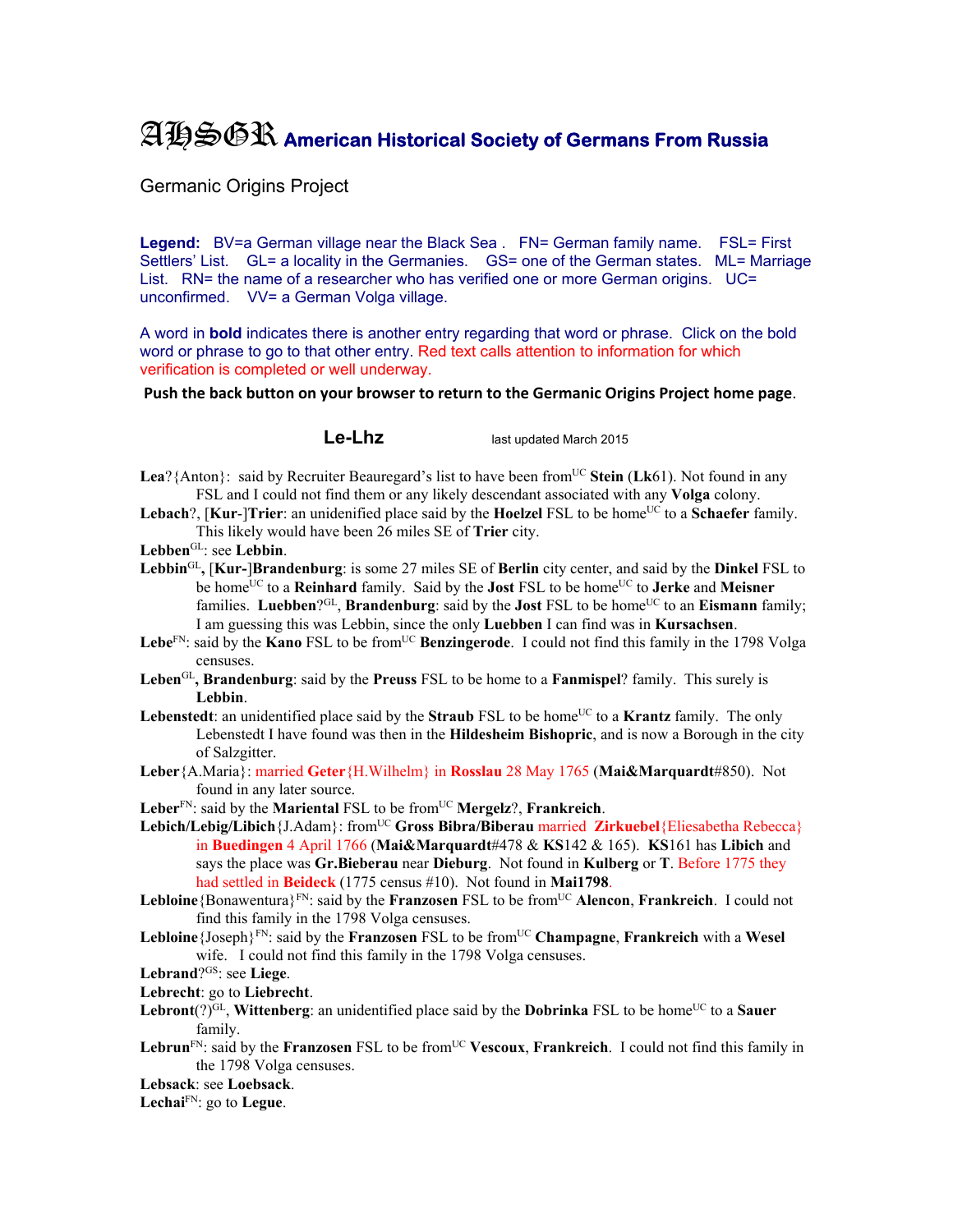# AHSGR American Historical Society of Germans From Russia

Germanic Origins Project

**Legend:** BV=a German village near the Black Sea . FN= German family name. FSL= First Settlers' List. GL= a locality in the Germanies. GS= one of the German states. ML= Marriage List. RN= the name of a researcher who has verified one or more German origins. UC= unconfirmed. VV= a German Volga village.

A word in **bold** indicates there is another entry regarding that word or phrase. Click on the bold word or phrase to go to that other entry. Red text calls attention to information for which verification is completed or well underway.

**Push the back button on your browser to return to the Germanic Origins Project home page**.

## Le-Lhz

last updated March 2015

**Lea**?{Anton}: said by Recruiter Beauregard's list to have been from[UC] **Stein** (**Lk**61). Not found in any FSL and I could not find them or any likely descendant associated with any **Volga** colony.

**Lebach**?, [**Kur**-]**Trier**: an unidenified place said by the **Hoelzel** FSL to be home[UC] to a **Schaefer** family. This likely would have been 26 miles SE of **Trier** city.

**Lebben**[GL]: see **Lebbin**.

**Lebbin**[GL]**,** [**Kur-**]**Brandenburg**: is some 27 miles SE of **Berlin** city center, and said by the **Dinkel** FSL to be home[UC] to a **Reinhard** family. Said by the **Jost** FSL to be home[UC] to **Jerke** and **Meisner** families. **Luebben**?[GL], **Brandenburg**: said by the **Jost** FSL to be home[UC] to an **Eismann** family; I am guessing this was Lebbin, since the only **Luebben** I can find was in **Kursachsen**.

**Lebe**[FN]: said by the **Kano** FSL to be from[UC] **Benzingerode**. I could not find this family in the 1798 Volga censuses.

**Leben**[GL]**, Brandenburg**: said by the **Preuss** FSL to be home to a **Fanmispel**? family. This surely is **Lebbin**.

**Lebenstedt**: an unidentified place said by the **Straub** FSL to be home[UC] to a **Krantz** family. The only Lebenstedt I have found was then in the **Hildesheim Bishopric**, and is now a Borough in the city of Salzgitter.

**Leber**{A.Maria}: married **Geter**{H.Wilhelm} in **Rosslau** 28 May 1765 (**Mai&Marquardt**#850). Not found in any later source.

**Leber**[FN]: said by the **Mariental** FSL to be from[UC] **Mergelz**?, **Frankreich**.

**Lebich/Lebig/Libich**{J.Adam}: from[UC] **Gross Bibra/Biberau** married **Zirkuebel**{Eliesabetha Rebecca} in **Buedingen** 4 April 1766 (**Mai&Marquardt**#478 & **KS**142 & 165). **KS**161 has **Libich** and says the place was **Gr.Bieberau** near **Dieburg**. Not found in **Kulberg** or **T**. Before 1775 they had settled in **Beideck** (1775 census #10). Not found in **Mai1798**.

**Lebloine**{Bonawentura}[FN]: said by the **Franzosen** FSL to be from[UC] **Alencon**, **Frankreich**. I could not find this family in the 1798 Volga censuses.

**Lebloine**{Joseph}[FN]: said by the **Franzosen** FSL to be from[UC] **Champagne**, **Frankreich** with a **Wesel** wife. I could not find this family in the 1798 Volga censuses.

**Lebrand**?[GS]: see **Liege**.

**Lebrecht**: go to **Liebrecht**.

**Lebront**(?)[GL], **Wittenberg**: an unidentified place said by the **Dobrinka** FSL to be home[UC] to a **Sauer** family.

**Lebrun**[FN]: said by the **Franzosen** FSL to be from[UC] **Vescoux**, **Frankreich**. I could not find this family in the 1798 Volga censuses.

**Lebsack**: see **Loebsack**.

**Lechai**[FN]: go to **Legue**.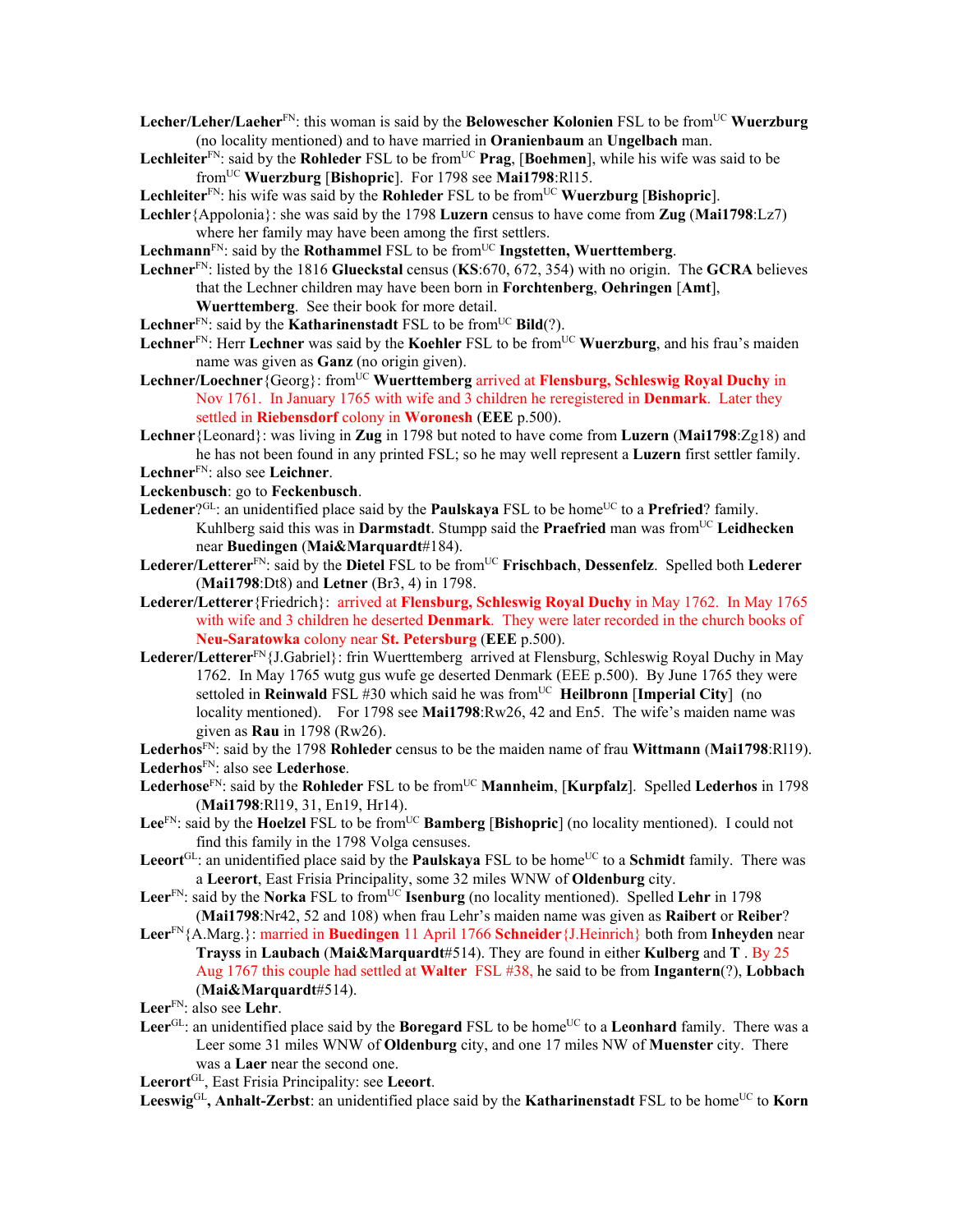**Lecher/Leher/Laeher**[FN]: this woman is said by the **Belowescher Kolonien** FSL to be from[UC] **Wuerzburg** (no locality mentioned) and to have married in **Oranienbaum** an **Ungelbach** man.

**Lechleiter**[FN]: said by the **Rohleder** FSL to be from[UC] **Prag**, [**Boehmen**], while his wife was said to be from[UC] **Wuerzburg** [**Bishopric**]. For 1798 see **Mai1798**:Rl15.

**Lechleiter**[FN]: his wife was said by the **Rohleder** FSL to be from[UC] **Wuerzburg** [**Bishopric**].

**Lechler**{Appolonia}: she was said by the 1798 **Luzern** census to have come from **Zug** (**Mai1798**:Lz7) where her family may have been among the first settlers.

**Lechmann**[FN]: said by the **Rothammel** FSL to be from[UC] **Ingstetten, Wuerttemberg**.

**Lechner**[FN]: listed by the 1816 **Glueckstal** census (**KS**:670, 672, 354) with no origin. The **GCRA** believes that the Lechner children may have been born in **Forchtenberg**, **Oehringen** [**Amt**], **Wuerttemberg**. See their book for more detail.

**Lechner**[FN]: said by the **Katharinenstadt** FSL to be from[UC] **Bild**(?).

**Lechner**[FN]: Herr **Lechner** was said by the **Koehler** FSL to be from[UC] **Wuerzburg**, and his frau's maiden name was given as **Ganz** (no origin given).

**Lechner/Loechner**{Georg}: from[UC] **Wuerttemberg** arrived at **Flensburg, Schleswig Royal Duchy** in Nov 1761. In January 1765 with wife and 3 children he reregistered in **Denmark**. Later they settled in **Riebensdorf** colony in **Woronesh** (**EEE** p.500).

**Lechner**{Leonard}: was living in **Zug** in 1798 but noted to have come from **Luzern** (**Mai1798**:Zg18) and he has not been found in any printed FSL; so he may well represent a **Luzern** first settler family.

**Lechner**[FN]: also see **Leichner**.

**Leckenbusch**: go to **Feckenbusch**.

**Ledener**?[GL]: an unidentified place said by the **Paulskaya** FSL to be home[UC] to a **Prefried**? family. Kuhlberg said this was in **Darmstadt**. Stumpp said the **Praefried** man was from[UC] **Leidhecken** near **Buedingen** (**Mai&Marquardt**#184).

**Lederer/Letterer**[FN]: said by the **Dietel** FSL to be from[UC] **Frischbach**, **Dessenfelz**. Spelled both **Lederer** (**Mai1798**:Dt8) and **Letner** (Br3, 4) in 1798.

**Lederer/Letterer**{Friedrich}: arrived at **Flensburg, Schleswig Royal Duchy** in May 1762. In May 1765 with wife and 3 children he deserted **Denmark**. They were later recorded in the church books of **Neu-Saratowka** colony near **St. Petersburg** (**EEE** p.500).

**Lederer/Letterer**[FN]{J.Gabriel}: frin Wuerttemberg arrived at Flensburg, Schleswig Royal Duchy in May 1762. In May 1765 wutg gus wufe ge deserted Denmark (EEE p.500). By June 1765 they were settoled in **Reinwald** FSL #30 which said he was from[UC] **Heilbronn** [**Imperial City**] (no locality mentioned). For 1798 see **Mai1798**:Rw26, 42 and En5. The wife's maiden name was given as **Rau** in 1798 (Rw26).

**Lederhos**[FN]: said by the 1798 **Rohleder** census to be the maiden name of frau **Wittmann** (**Mai1798**:Rl19).

**Lederhos**[FN]: also see **Lederhose**.

**Lederhose**[FN]: said by the **Rohleder** FSL to be from[UC] **Mannheim**, [**Kurpfalz**]. Spelled **Lederhos** in 1798 (**Mai1798**:Rl19, 31, En19, Hr14).

**Lee**[FN]: said by the **Hoelzel** FSL to be from[UC] **Bamberg** [**Bishopric**] (no locality mentioned). I could not find this family in the 1798 Volga censuses.

**Leeort**[GL]: an unidentified place said by the **Paulskaya** FSL to be home[UC] to a **Schmidt** family. There was a **Leerort**, East Frisia Principality, some 32 miles WNW of **Oldenburg** city.

**Leer**[FN]: said by the **Norka** FSL to from[UC] **Isenburg** (no locality mentioned). Spelled **Lehr** in 1798 (**Mai1798**:Nr42, 52 and 108) when frau Lehr's maiden name was given as **Raibert** or **Reiber**?

**Leer**[FN]{A.Marg.}: married in **Buedingen** 11 April 1766 **Schneider**{J.Heinrich} both from **Inheyden** near **Trayss** in **Laubach** (**Mai&Marquardt**#514). They are found in either **Kulberg** and **T** . By 25 Aug 1767 this couple had settled at **Walter** FSL #38, he said to be from **Ingantern**(?), **Lobbach** (**Mai&Marquardt**#514).

**Leer**[FN]: also see **Lehr**.

**Leer**[GL]: an unidentified place said by the **Boregard** FSL to be home[UC] to a **Leonhard** family. There was a Leer some 31 miles WNW of **Oldenburg** city, and one 17 miles NW of **Muenster** city. There was a **Laer** near the second one.

**Leerort**[GL], East Frisia Principality: see **Leeort**.

**Leeswig**[GL]**, Anhalt-Zerbst**: an unidentified place said by the **Katharinenstadt** FSL to be home[UC] to **Korn**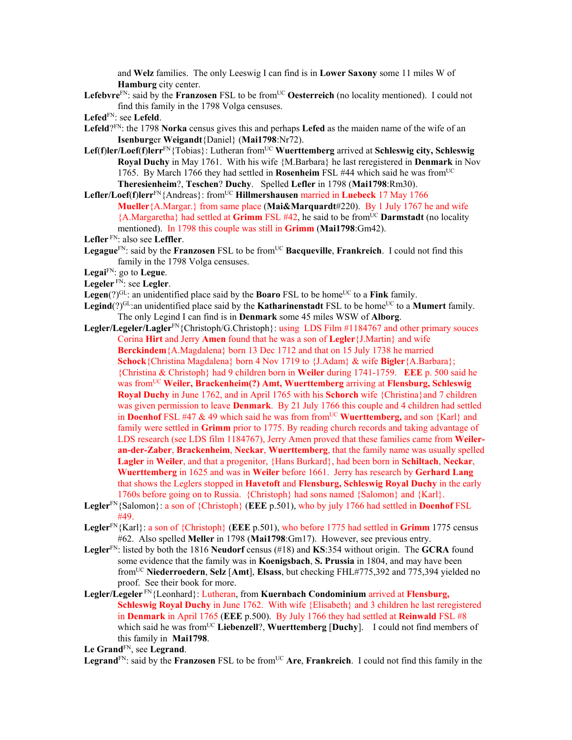and **Welz** families. The only Leeswig I can find is in **Lower Saxony** some 11 miles W of **Hamburg** city center.

**Lefebvre**[FN]: said by the **Franzosen** FSL to be from[UC] **Oesterreich** (no locality mentioned). I could not find this family in the 1798 Volga censuses.

**Lefed**[FN]: see **Lefeld**.

**Lefeld**?[FN]: the 1798 **Norka** census gives this and perhaps **Lefed** as the maiden name of the wife of an **Isenburg**er **Weigandt**{Daniel} (**Mai1798**:Nr72).

**Lef(f)ler/Loef(f)lerr**[FN]{Tobias}: Lutheran from[UC] **Wuerttemberg** arrived at **Schleswig city, Schleswig Royal Duchy** in May 1761. With his wife {M.Barbara} he last reregistered in **Denmark** in Nov 1765. By March 1766 they had settled in **Rosenheim** FSL #44 which said he was from[UC] **Theresienheim**?, **Teschen**? **Duchy**. Spelled **Lefler** in 1798 (**Mai1798**:Rm30).

**Lefler/Loef(f)lerr**[FN]{Andreas}: from[UC] **Hillmershausen** married in **Luebeck** 17 May 1766 **Mueller**{A.Margar.} from same place (**Mai&Marquardt**#220). By 1 July 1767 he and wife {A.Margaretha} had settled at **Grimm** FSL #42, he said to be from[UC] **Darmstadt** (no locality mentioned). In 1798 this couple was still in **Grimm** (**Mai1798**:Gm42).

**Lefler** [FN]: also see **Leffler**.

**Legague**[FN]: said by the **Franzosen** FSL to be from[UC] **Bacqueville**, **Frankreich**. I could not find this family in the 1798 Volga censuses.

**Legai**[FN]: go to **Legue**.

**Legeler** [FN]: see **Legler**.

**Legen**(?)[GL]: an unidentified place said by the **Boaro** FSL to be home[UC] to a **Fink** family.

**Legind**(?)[GL]:an unidentified place said by the **Katharinenstadt** FSL to be home[UC] to a **Mumert** family. The only Legind I can find is in **Denmark** some 45 miles WSW of **Alborg**.

**Legler/Legeler/Lagler**[FN]{Christoph/G.Christoph}: using LDS Film #1184767 and other primary souces Corina **Hirt** and Jerry **Amen** found that he was a son of **Legler**{J.Martin} and wife **Berckindem**{A.Magdalena} born 13 Dec 1712 and that on 15 July 1738 he married **Schock**{Christina Magdalena} born 4 Nov 1719 to {J.Adam} & wife **Bigler**{A.Barbara}; {Christina & Christoph} had 9 children born in **Weiler** during 1741-1759. **EEE** p. 500 said he was from[UC] **Weiler, Brackenheim(?) Amt, Wuerttemberg** arriving at **Flensburg, Schleswig Royal Duchy** in June 1762, and in April 1765 with his **Schorch** wife {Christina}and 7 children was given permission to leave **Denmark**. By 21 July 1766 this couple and 4 children had settled in **Doenhof** FSL #47 & 49 which said he was from from[UC] **Wuerttemberg,** and son {Karl} and family were settled in **Grimm** prior to 1775. By reading church records and taking advantage of LDS research (see LDS film 1184767), Jerry Amen proved that these families came from **Weiler-an-der-Zaber**, **Brackenheim**, **Neckar**, **Wuerttemberg**, that the family name was usually spelled **Lagler** in **Weiler**, and that a progenitor, {Hans Burkard}, had been born in **Schiltach**, **Neckar**, **Wuerttemberg** in 1625 and was in **Weiler** before 1661. Jerry has research by **Gerhard Lang** that shows the Leglers stopped in **Havetoft** and **Flensburg, Schleswig Royal Duchy** in the early 1760s before going on to Russia. {Christoph} had sons named {Salomon} and {Karl}.

**Legler**[FN]{Salomon}: a son of {Christoph} (**EEE** p.501), who by july 1766 had settled in **Doenhof** FSL #49.

**Legler**[FN]{Karl}: a son of {Christoph} (**EEE** p.501), who before 1775 had settled in **Grimm** 1775 census #62. Also spelled **Meller** in 1798 (**Mai1798**:Gm17). However, see previous entry.

**Legler**[FN]: listed by both the 1816 **Neudorf** census (#18) and **KS**:354 without origin. The **GCRA** found some evidence that the family was in **Koenigsbach**, **S. Prussia** in 1804, and may have been from[UC] **Niederroedern**, **Selz** [**Amt**], **Elsass**, but checking FHL#775,392 and 775,394 yielded no proof. See their book for more.

**Legler/Legeler** [FN]{Leonhard}: Lutheran, from **Kuernbach Condominium** arrived at **Flensburg, Schleswig Royal Duchy** in June 1762. With wife {Elisabeth} and 3 children he last reregistered in **Denmark** in April 1765 (**EEE** p.500). By July 1766 they had settled at **Reinwald** FSL #8 which said he was from[UC] **Liebenzell**?, **Wuerttemberg** [**Duchy**]. I could not find members of this family in **Mai1798**.

**Le Grand**[FN], see **Legrand**.

**Legrand**[FN]: said by the **Franzosen** FSL to be from[UC] **Are**, **Frankreich**. I could not find this family in the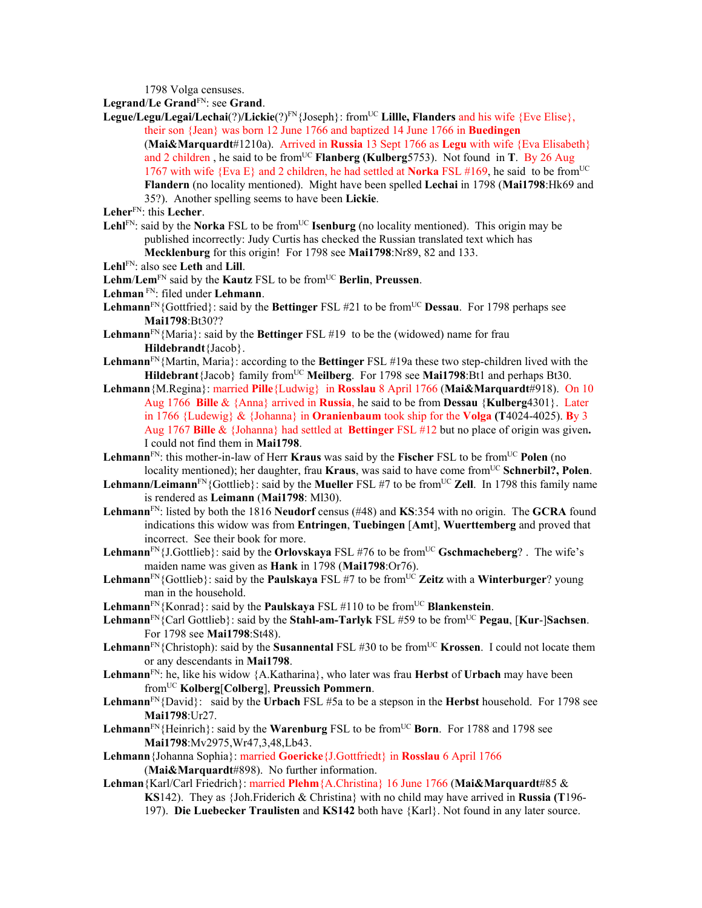1798 Volga censuses.

**Legrand**/**Le Grand**FN: see **Grand**.

**Legue/Legu/Legai/Lechai**(?)/**Lickie**(?)FN{Joseph}: fromUC **Lillle, Flanders** and his wife {Eve Elise}, their son {Jean} was born 12 June 1766 and baptized 14 June 1766 in **Buedingen** (**Mai&Marquardt**#1210a). Arrived in **Russia** 13 Sept 1766 as **Legu** with wife {Eva Elisabeth} and 2 children , he said to be fromUC **Flanberg (Kulberg**5753). Not found in **T**. By 26 Aug 1767 with wife {Eva E} and 2 children, he had settled at **Norka** FSL #169, he said to be fromUC **Flandern** (no locality mentioned). Might have been spelled **Lechai** in 1798 (**Mai1798**:Hk69 and 35?). Another spelling seems to have been **Lickie**.

**Leher**FN: this **Lecher**.

**Lehl**FN: said by the **Norka** FSL to be fromUC **Isenburg** (no locality mentioned). This origin may be published incorrectly: Judy Curtis has checked the Russian translated text which has **Mecklenburg** for this origin! For 1798 see **Mai1798**:Nr89, 82 and 133.

**Lehl**FN: also see **Leth** and **Lill**.

**Lehm**/**Lem**FN said by the **Kautz** FSL to be fromUC **Berlin**, **Preussen**.

**Lehman** FN: filed under **Lehmann**.

**Lehmann**FN{Gottfried}: said by the **Bettinger** FSL #21 to be fromUC **Dessau**. For 1798 perhaps see **Mai1798**:Bt30??

**Lehmann**FN{Maria}: said by the **Bettinger** FSL #19 to be the (widowed) name for frau **Hildebrandt**{Jacob}.

**Lehmann**FN{Martin, Maria}: according to the **Bettinger** FSL #19a these two step-children lived with the **Hildebrant**{Jacob} family fromUC **Meilberg**. For 1798 see **Mai1798**:Bt1 and perhaps Bt30.

**Lehmann**{M.Regina}: married **Pille**{Ludwig} in **Rosslau** 8 April 1766 (**Mai&Marquardt**#918). On 10 Aug 1766 **Bille** & {Anna} arrived in **Russia**, he said to be from **Dessau** {**Kulberg**4301}. Later in 1766 {Ludewig} & {Johanna} in **Oranienbaum** took ship for the **Volga** (**T**4024-4025). By 3 Aug 1767 **Bille** & {Johanna} had settled at **Bettinger** FSL #12 but no place of origin was given. I could not find them in **Mai1798**.

**Lehmann**FN: this mother-in-law of Herr **Kraus** was said by the **Fischer** FSL to be fromUC **Polen** (no locality mentioned); her daughter, frau **Kraus**, was said to have come fromUC **Schnerbil?, Polen**.

**Lehmann/Leimann**FN{Gottlieb}: said by the **Mueller** FSL #7 to be fromUC **Zell**. In 1798 this family name is rendered as **Leimann** (**Mai1798**: Ml30).

**Lehmann**FN: listed by both the 1816 **Neudorf** census (#48) and **KS**:354 with no origin. The **GCRA** found indications this widow was from **Entringen**, **Tuebingen** [**Amt**], **Wuerttemberg** and proved that incorrect. See their book for more.

**Lehmann**FN{J.Gottlieb}: said by the **Orlovskaya** FSL #76 to be fromUC **Gschmacheberg**? . The wife's maiden name was given as **Hank** in 1798 (**Mai1798**:Or76).

**Lehmann**FN{Gottlieb}: said by the **Paulskaya** FSL #7 to be fromUC **Zeitz** with a **Winterburger**? young man in the household.

**Lehmann**FN{Konrad}: said by the **Paulskaya** FSL #110 to be fromUC **Blankenstein**.

**Lehmann**FN{Carl Gottlieb}: said by the **Stahl-am-Tarlyk** FSL #59 to be fromUC **Pegau**, [**Kur**-]**Sachsen**. For 1798 see **Mai1798**:St48).

**Lehmann**FN{Christoph): said by the **Susannental** FSL #30 to be fromUC **Krossen**. I could not locate them or any descendants in **Mai1798**.

**Lehmann**FN: he, like his widow {A.Katharina}, who later was frau **Herbst** of **Urbach** may have been fromUC **Kolberg**[**Colberg**], **Preussich Pommern**.

**Lehmann**FN{David}: said by the **Urbach** FSL #5a to be a stepson in the **Herbst** household. For 1798 see **Mai1798**:Ur27.

**Lehmann**FN{Heinrich}: said by the **Warenburg** FSL to be fromUC **Born**. For 1788 and 1798 see **Mai1798**:Mv2975,Wr47,3,48,Lb43.

**Lehmann**{Johanna Sophia}: married **Goericke**{J.Gottfriedt} in **Rosslau** 6 April 1766 (**Mai&Marquardt**#898). No further information.

**Lehman**{Karl/Carl Friedrich}: married **Plehm**{A.Christina} 16 June 1766 (**Mai&Marquardt**#85 & **KS**142). They as {Joh.Friderich & Christina} with no child may have arrived in **Russia** (**T**196-197). **Die Luebecker Traulisten** and **KS142** both have {Karl}. Not found in any later source.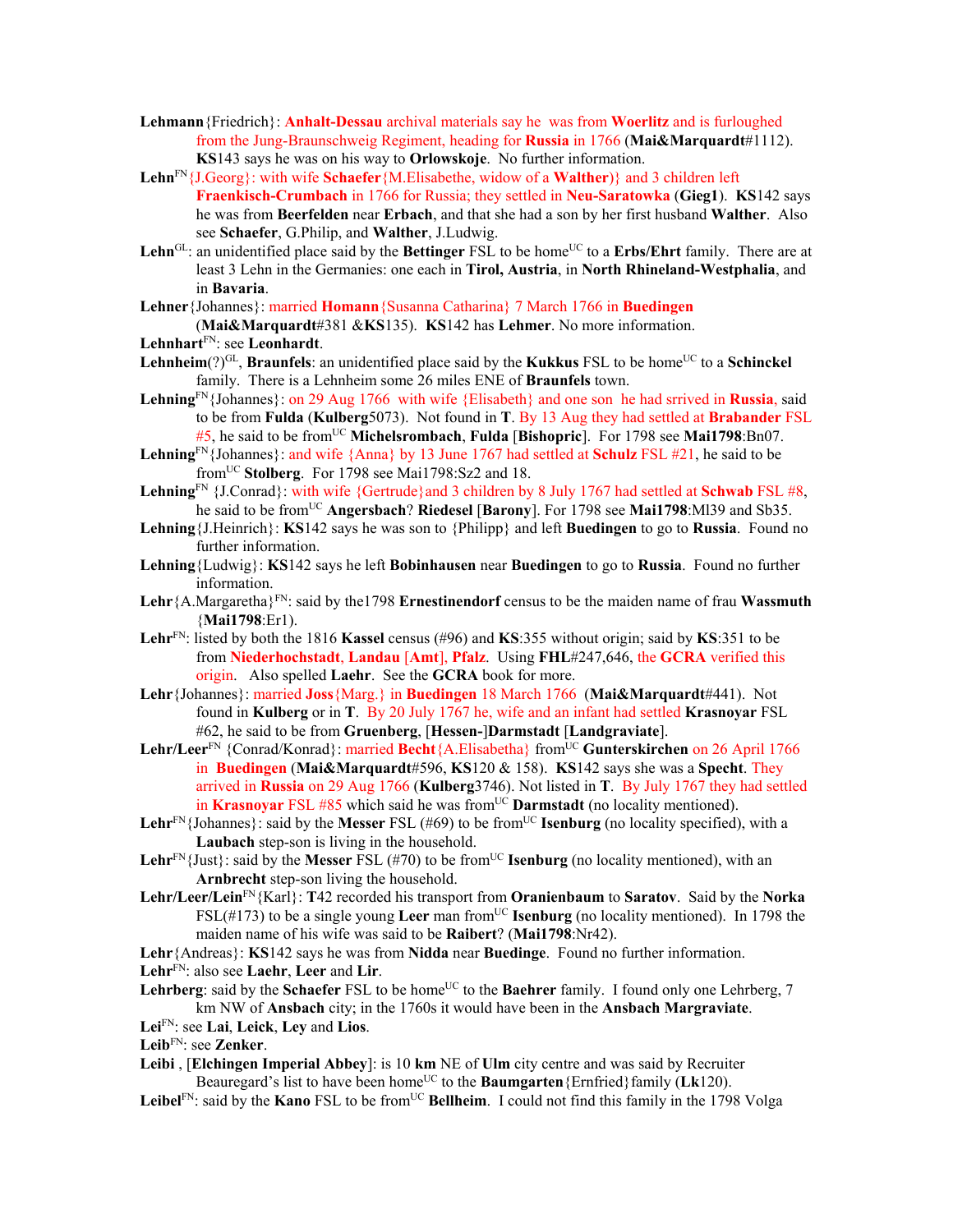**Lehmann**{Friedrich}: **Anhalt-Dessau** archival materials say he was from **Woerlitz** and is furloughed from the Jung-Braunschweig Regiment, heading for **Russia** in 1766 (**Mai&Marquardt**#1112). **KS**143 says he was on his way to **Orlowskoje**. No further information.

**Lehn**[FN]{J.Georg}: with wife **Schaefer**{M.Elisabethe, widow of a **Walther**)} and 3 children left **Fraenkisch-Crumbach** in 1766 for Russia; they settled in **Neu-Saratowka** (**Gieg1**). **KS**142 says he was from **Beerfelden** near **Erbach**, and that she had a son by her first husband **Walther**. Also see **Schaefer**, G.Philip, and **Walther**, J.Ludwig.

**Lehn**[GL]: an unidentified place said by the **Bettinger** FSL to be home[UC] to a **Erbs/Ehrt** family. There are at least 3 Lehn in the Germanies: one each in **Tirol, Austria**, in **North Rhineland-Westphalia**, and in **Bavaria**.

**Lehner**{Johannes}: married **Homann**{Susanna Catharina} 7 March 1766 in **Buedingen** (**Mai&Marquardt**#381 &**KS**135). **KS**142 has **Lehmer**. No more information.

**Lehnhart**[FN]: see **Leonhardt**.

**Lehnheim**(?)[GL], **Braunfels**: an unidentified place said by the **Kukkus** FSL to be home[UC] to a **Schinckel** family. There is a Lehnheim some 26 miles ENE of **Braunfels** town.

**Lehning**[FN]{Johannes}: on 29 Aug 1766 with wife {Elisabeth} and one son he had srrived in **Russia**, said to be from **Fulda** (**Kulberg**5073). Not found in **T**. By 13 Aug they had settled at **Brabander** FSL #5, he said to be from[UC] **Michelsrombach**, **Fulda** [**Bishopric**]. For 1798 see **Mai1798**:Bn07.

**Lehning**[FN]{Johannes}: and wife {Anna} by 13 June 1767 had settled at **Schulz** FSL #21, he said to be from[UC] **Stolberg**. For 1798 see Mai1798:Sz2 and 18.

**Lehning**[FN] {J.Conrad}: with wife {Gertrude}and 3 children by 8 July 1767 had settled at **Schwab** FSL #8, he said to be from[UC] **Angersbach**? **Riedesel** [**Barony**]. For 1798 see **Mai1798**:Ml39 and Sb35.

**Lehning**{J.Heinrich}: **KS**142 says he was son to {Philipp} and left **Buedingen** to go to **Russia**. Found no further information.

**Lehning**{Ludwig}: **KS**142 says he left **Bobinhausen** near **Buedingen** to go to **Russia**. Found no further information.

**Lehr**{A.Margaretha}[FN]: said by the1798 **Ernestinendorf** census to be the maiden name of frau **Wassmuth** {**Mai1798**:Er1).

**Lehr**[FN]: listed by both the 1816 **Kassel** census (#96) and **KS**:355 without origin; said by **KS**:351 to be from **Niederhochstadt**, **Landau** [**Amt**], **Pfalz**. Using **FHL**#247,646, the **GCRA** verified this origin. Also spelled **Laehr**. See the **GCRA** book for more.

**Lehr**{Johannes}: married **Joss**{Marg.} in **Buedingen** 18 March 1766 (**Mai&Marquardt**#441). Not found in **Kulberg** or in **T**. By 20 July 1767 he, wife and an infant had settled **Krasnoyar** FSL #62, he said to be from **Gruenberg**, [**Hessen-**]**Darmstadt** [**Landgraviate**].

**Lehr/Leer**[FN] {Conrad/Konrad}: married **Becht**{A.Elisabetha} from[UC] **Gunterskirchen** on 26 April 1766 in **Buedingen** (**Mai&Marquardt**#596, **KS**120 & 158). **KS**142 says she was a **Specht**. They arrived in **Russia** on 29 Aug 1766 (**Kulberg**3746). Not listed in **T**. By July 1767 they had settled in **Krasnoyar** FSL #85 which said he was from[UC] **Darmstadt** (no locality mentioned).

**Lehr**[FN]{Johannes}: said by the **Messer** FSL (#69) to be from[UC] **Isenburg** (no locality specified), with a **Laubach** step-son is living in the household.

**Lehr**[FN]{Just}: said by the **Messer** FSL (#70) to be from[UC] **Isenburg** (no locality mentioned), with an **Arnbrecht** step-son living the household.

**Lehr/Leer/Lein**[FN]{Karl}: **T**42 recorded his transport from **Oranienbaum** to **Saratov**. Said by the **Norka** FSL(#173) to be a single young **Leer** man from[UC] **Isenburg** (no locality mentioned). In 1798 the maiden name of his wife was said to be **Raibert**? (**Mai1798**:Nr42).

**Lehr**{Andreas}: **KS**142 says he was from **Nidda** near **Buedinge**. Found no further information.

**Lehr**[FN]: also see **Laehr**, **Leer** and **Lir**.

**Lehrberg**: said by the **Schaefer** FSL to be home[UC] to the **Baehrer** family. I found only one Lehrberg, 7 km NW of **Ansbach** city; in the 1760s it would have been in the **Ansbach Margraviate**.

**Lei**[FN]: see **Lai**, **Leick**, **Ley** and **Lios**.

**Leib**[FN]: see **Zenker**.

**Leibi** , [**Elchingen Imperial Abbey**]: is 10 **km** NE of **Ulm** city centre and was said by Recruiter Beauregard's list to have been home[UC] to the **Baumgarten**{Ernfried}family (**Lk**120).

**Leibel**[FN]: said by the **Kano** FSL to be from[UC] **Bellheim**. I could not find this family in the 1798 Volga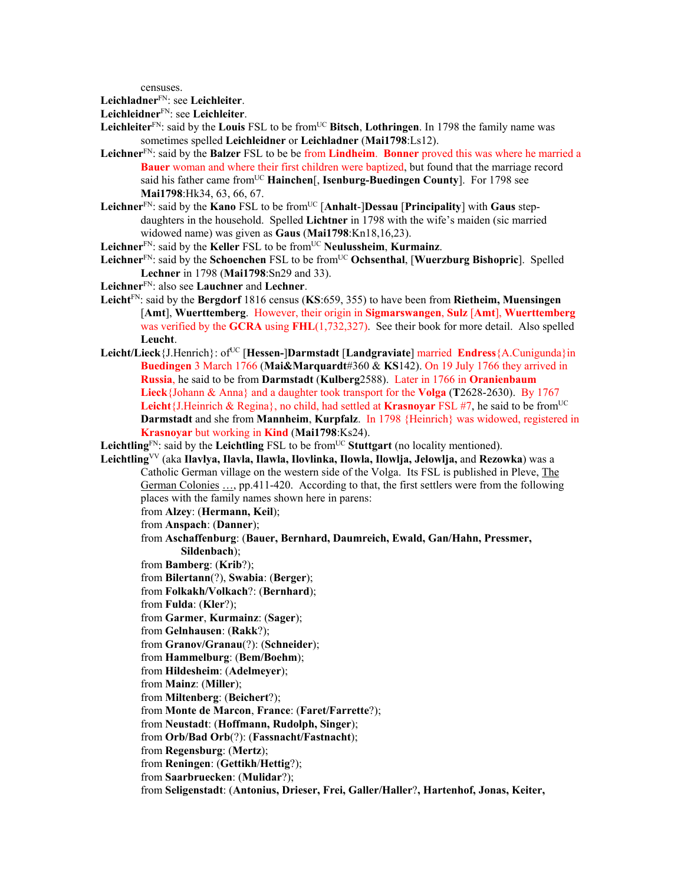censuses.

**Leichladner**FN: see **Leichleiter**.

**Leichleidner**FN: see **Leichleiter**.

**Leichleiter**FN: said by the **Louis** FSL to be fromUC **Bitsch**, **Lothringen**. In 1798 the family name was sometimes spelled **Leichleidner** or **Leichladner** (**Mai1798**:Ls12).

**Leichner**FN: said by the **Balzer** FSL to be be from **Lindheim**. **Bonner** proved this was where he married a **Bauer** woman and where their first children were baptized, but found that the marriage record said his father came fromUC **Hainchen**[, **Isenburg-Buedingen County**]. For 1798 see **Mai1798**:Hk34, 63, 66, 67.

**Leichner**FN: said by the **Kano** FSL to be fromUC [**Anhalt**-]**Dessau** [**Principality**] with **Gaus** step-daughters in the household. Spelled **Lichtner** in 1798 with the wife's maiden (sic married widowed name) was given as **Gaus** (**Mai1798**:Kn18,16,23).

**Leichner**FN: said by the **Keller** FSL to be fromUC **Neulussheim**, **Kurmainz**.

**Leichner**FN: said by the **Schoenchen** FSL to be fromUC **Ochsenthal**, [**Wuerzburg Bishopric**]. Spelled **Lechner** in 1798 (**Mai1798**:Sn29 and 33).

**Leichner**FN: also see **Lauchner** and **Lechner**.

**Leicht**FN: said by the **Bergdorf** 1816 census (**KS**:659, 355) to have been from **Rietheim, Muensingen** [**Amt**], **Wuerttemberg**. However, their origin in **Sigmarswangen**, **Sulz** [**Amt**], **Wuerttemberg** was verified by the **GCRA** using **FHL**(1,732,327). See their book for more detail. Also spelled **Leucht**.

**Leicht/Lieck**{J.Henrich}: ofUC [**Hessen-**]**Darmstadt** [**Landgraviate**] married **Endress**{A.Cunigunda}in **Buedingen** 3 March 1766 (**Mai&Marquardt**#360 & **KS**142). On 19 July 1766 they arrived in **Russia**, he said to be from **Darmstadt** (**Kulberg**2588). Later in 1766 in **Oranienbaum** **Lieck**{Johann & Anna} and a daughter took transport for the **Volga** (**T**2628-2630). By 1767 **Leicht**{J.Heinrich & Regina}, no child, had settled at **Krasnoyar** FSL #7, he said to be fromUC **Darmstadt** and she from **Mannheim**, **Kurpfalz**. In 1798 {Heinrich} was widowed, registered in **Krasnoyar** but working in **Kind** (**Mai1798**:Ks24).

**Leichtling**FN: said by the **Leichtling** FSL to be fromUC **Stuttgart** (no locality mentioned).

**Leichtling**VV (aka **Ilavlya, Ilavla, Ilawla, Ilovlinka, Ilowla, Ilowlja, Jelowlja,** and **Rezowka**) was a Catholic German village on the western side of the Volga. Its FSL is published in Pleve, <u>The German Colonies …</u>, pp.411-420. According to that, the first settlers were from the following places with the family names shown here in parens:

from **Alzey**: (**Hermann, Keil**);
from **Anspach**: (**Danner**);
from **Aschaffenburg**: (**Bauer, Bernhard, Daumreich, Ewald, Gan/Hahn, Pressmer, Sildenbach**);
from **Bamberg**: (**Krib**?);
from **Bilertann**(?), **Swabia**: (**Berger**);
from **Folkakh/Volkach**?: (**Bernhard**);
from **Fulda**: (**Kler**?);
from **Garmer**, **Kurmainz**: (**Sager**);
from **Gelnhausen**: (**Rakk**?);
from **Granov/Granau**(?): (**Schneider**);
from **Hammelburg**: (**Bem/Boehm**);
from **Hildesheim**: (**Adelmeyer**);
from **Mainz**: (**Miller**);
from **Miltenberg**: (**Beichert**?);
from **Monte de Marcon**, **France**: (**Faret/Farrette**?);
from **Neustadt**: (**Hoffmann, Rudolph, Singer**);
from **Orb/Bad Orb**(?): (**Fassnacht/Fastnacht**);
from **Regensburg**: (**Mertz**);
from **Reningen**: (**Gettikh**/**Hettig**?);
from **Saarbruecken**: (**Mulidar**?);
from **Seligenstadt**: (**Antonius, Drieser, Frei, Galler/Haller**?, **Hartenhof, Jonas, Keiter,**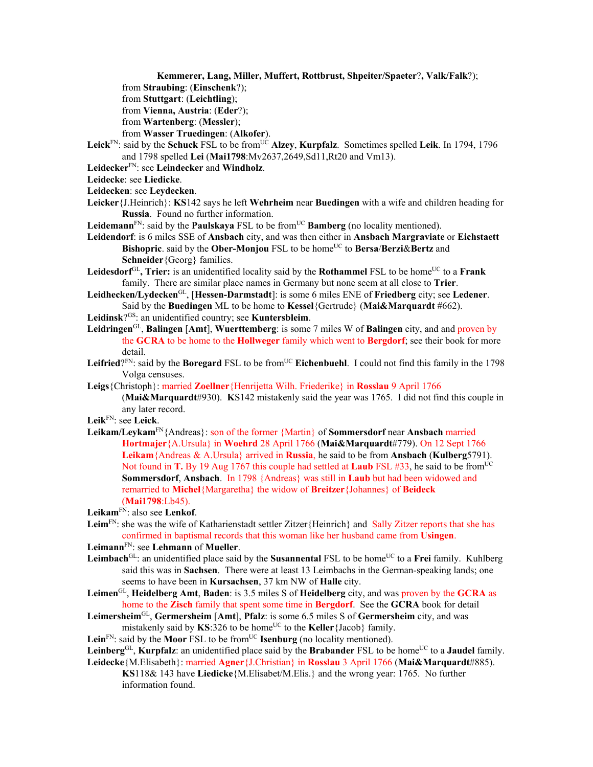**Kemmerer, Lang, Miller, Muffert, Rottbrust, Shpeiter/Spaeter**?, **Valk/Falk**?);

from **Straubing**: (**Einschenk**?);

from **Stuttgart**: (**Leichtling**);

from **Vienna, Austria**: (**Eder**?);

from **Wartenberg**: (**Messler**);

from **Wasser Truedingen**: (**Alkofer**).

**Leick**[FN]: said by the **Schuck** FSL to be from[UC] **Alzey**, **Kurpfalz**. Sometimes spelled **Leik**. In 1794, 1796 and 1798 spelled **Lei** (**Mai1798**:Mv2637,2649,Sd11,Rt20 and Vm13).

**Leidecker**[FN]: see **Leindecker** and **Windholz**.

**Leidecke**: see **Liedicke**.

**Leidecken**: see **Leydecken**.

**Leicker**{J.Heinrich}: **KS**142 says he left **Wehrheim** near **Buedingen** with a wife and children heading for **Russia**. Found no further information.

**Leidemann**[FN]: said by the **Paulskaya** FSL to be from[UC] **Bamberg** (no locality mentioned).

**Leidendorf**: is 6 miles SSE of **Ansbach** city, and was then either in **Ansbach Margraviate** or **Eichstaett Bishopric**. said by the **Ober-Monjou** FSL to be home[UC] to **Bersa**/**Berzi**&**Bertz** and **Schneider**{Georg} families.

**Leidesdorf**[GL]**, Trier:** is an unidentified locality said by the **Rothammel** FSL to be home[UC] to a **Frank** family. There are similar place names in Germany but none seem at all close to **Trier**.

**Leidhecken/Lydecken**[GL], [**Hessen-Darmstadt**]: is some 6 miles ENE of **Friedberg** city; see **Ledener**. Said by the **Buedingen** ML to be home to **Kessel**{Gertrude} (**Mai&Marquardt** #662).

**Leidinsk**?[GS]: an unidentified country; see **Kuntersbleim**.

**Leidringen**[GL], **Balingen** [**Amt**], **Wuerttemberg**: is some 7 miles W of **Balingen** city, and and proven by the **GCRA** to be home to the **Hollweger** family which went to **Bergdorf**; see their book for more detail.

**Leifried**?[FN]: said by the **Boregard** FSL to be from[UC] **Eichenbuehl**. I could not find this family in the 1798 Volga censuses.

**Leigs**{Christoph}: married **Zoellner**{Henrijetta Wilh. Friederike} in **Rosslau** 9 April 1766 (**Mai&Marquardt**#930). **KS**142 mistakenly said the year was 1765. I did not find this couple in any later record.

**Leik**[FN]: see **Leick**.

**Leikam/Leykam**[FN]{Andreas}: son of the former {Martin} of **Sommersdorf** near **Ansbach** married **Hortmajer**{A.Ursula} in **Woehrd** 28 April 1766 (**Mai&Marquardt**#779). On 12 Sept 1766 **Leikam**{Andreas & A.Ursula} arrived in **Russia**, he said to be from **Ansbach** (**Kulberg**5791). Not found in **T.** By 19 Aug 1767 this couple had settled at **Laub** FSL #33, he said to be from[UC] **Sommersdorf**, **Ansbach**. In 1798 {Andreas} was still in **Laub** but had been widowed and remarried to **Michel**{Margaretha} the widow of **Breitzer**{Johannes} of **Beideck** (**Mai1798**:Lb45).

**Leikam**[FN]: also see **Lenkof**.

**Leim**[FN]: she was the wife of Katharienstadt settler Zitzer{Heinrich} and Sally Zitzer reports that she has confirmed in baptismal records that this woman like her husband came from **Usingen**.

**Leimann**[FN]: see **Lehmann** of **Mueller**.

**Leimbach**[GL]: an unidentified place said by the **Susannental** FSL to be home[UC] to a **Frei** family. Kuhlberg said this was in **Sachsen**. There were at least 13 Leimbachs in the German-speaking lands; one seems to have been in **Kursachsen**, 37 km NW of **Halle** city.

**Leimen**[GL], **Heidelberg Amt**, **Baden**: is 3.5 miles S of **Heidelberg** city, and was proven by the **GCRA** as home to the **Zisch** family that spent some time in **Bergdorf**. See the **GCRA** book for detail

**Leimersheim**[GL], **Germersheim** [**Amt**], **Pfalz**: is some 6.5 miles S of **Germersheim** city, and was mistakenly said by **KS**:326 to be home[UC] to the **Keller**{Jacob} family.

**Lein**[FN]: said by the **Moor** FSL to be from[UC] **Isenburg** (no locality mentioned).

**Leinberg**[GL], **Kurpfalz**: an unidentified place said by the **Brabander** FSL to be home[UC] to a **Jaudel** family.

**Leidecke**{M.Elisabeth}: married **Agner**{J.Christian} in **Rosslau** 3 April 1766 (**Mai&Marquardt**#885). **KS**118& 143 have **Liedicke**{M.Elisabet/M.Elis.} and the wrong year: 1765. No further information found.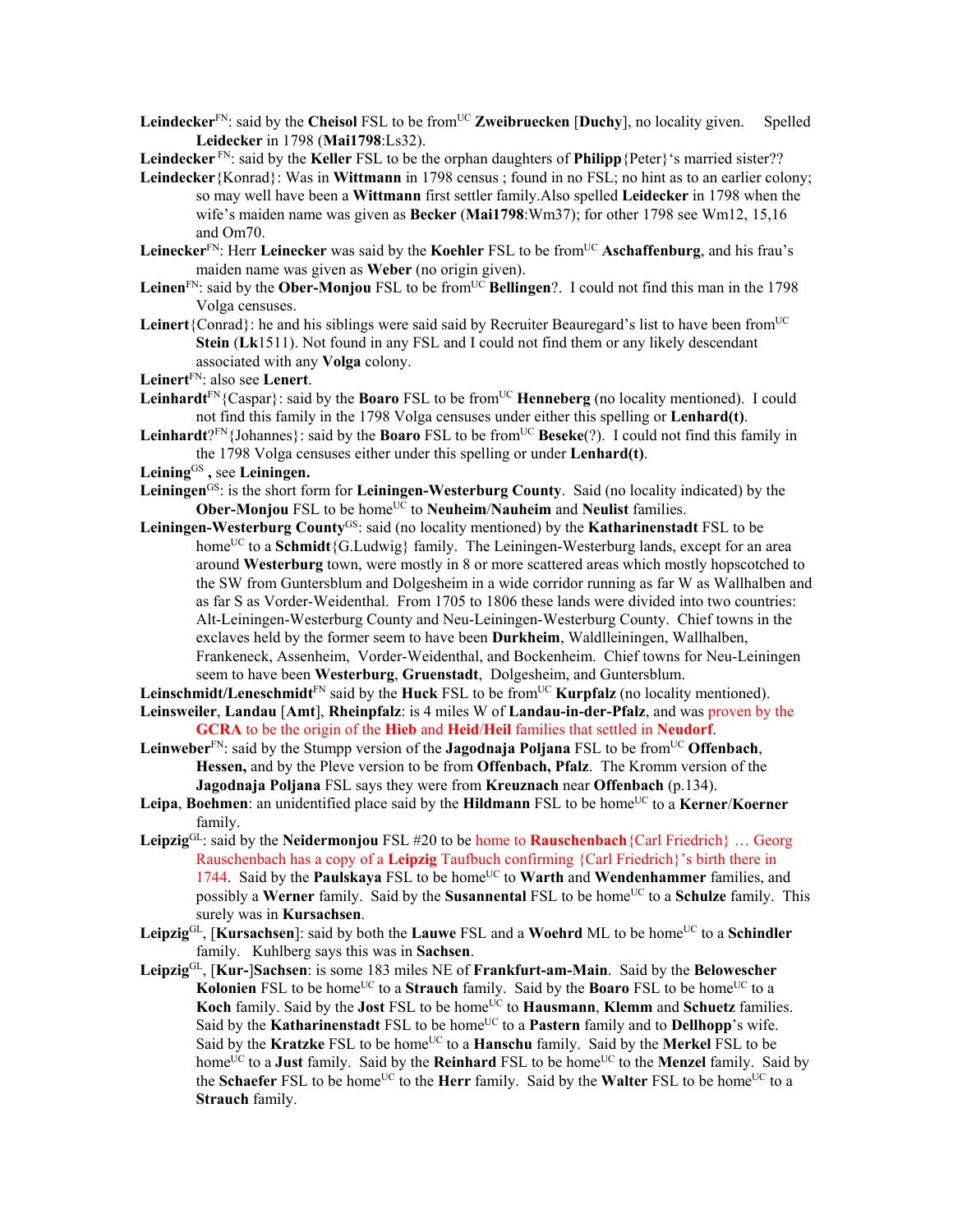**Leindecker**[FN]: said by the **Cheisol** FSL to be from[UC] **Zweibruecken** [**Duchy**], no locality given. Spelled **Leidecker** in 1798 (**Mai1798**:Ls32).

**Leindecker** [FN]: said by the **Keller** FSL to be the orphan daughters of **Philipp**{Peter}'s married sister??

**Leindecker**{Konrad}: Was in **Wittmann** in 1798 census ; found in no FSL; no hint as to an earlier colony; so may well have been a **Wittmann** first settler family.Also spelled **Leidecker** in 1798 when the wife's maiden name was given as **Becker** (**Mai1798**:Wm37); for other 1798 see Wm12, 15,16 and Om70.

**Leinecker**[FN]: Herr **Leinecker** was said by the **Koehler** FSL to be from[UC] **Aschaffenburg**, and his frau's maiden name was given as **Weber** (no origin given).

**Leinen**[FN]: said by the **Ober-Monjou** FSL to be from[UC] **Bellingen**?. I could not find this man in the 1798 Volga censuses.

**Leinert**{Conrad}: he and his siblings were said said by Recruiter Beauregard's list to have been from[UC] **Stein** (**Lk**1511). Not found in any FSL and I could not find them or any likely descendant associated with any **Volga** colony.

**Leinert**[FN]: also see **Lenert**.

**Leinhardt**[FN]{Caspar}: said by the **Boaro** FSL to be from[UC] **Henneberg** (no locality mentioned). I could not find this family in the 1798 Volga censuses under either this spelling or **Lenhard(t)**.

**Leinhardt**?[FN]{Johannes}: said by the **Boaro** FSL to be from[UC] **Beseke**(?). I could not find this family in the 1798 Volga censuses either under this spelling or under **Lenhard(t)**.

**Leining**[GS] **,** see **Leiningen.**

**Leiningen**[GS]: is the short form for **Leiningen-Westerburg County**. Said (no locality indicated) by the **Ober-Monjou** FSL to be home[UC] to **Neuheim**/**Nauheim** and **Neulist** families.

**Leiningen-Westerburg County**[GS]: said (no locality mentioned) by the **Katharinenstadt** FSL to be home[UC] to a **Schmidt**{G.Ludwig} family. The Leiningen-Westerburg lands, except for an area around **Westerburg** town, were mostly in 8 or more scattered areas which mostly hopscotched to the SW from Guntersblum and Dolgesheim in a wide corridor running as far W as Wallhalben and as far S as Vorder-Weidenthal. From 1705 to 1806 these lands were divided into two countries: Alt-Leiningen-Westerburg County and Neu-Leiningen-Westerburg County. Chief towns in the exclaves held by the former seem to have been **Durkheim**, Waldlleiningen, Wallhalben, Frankeneck, Assenheim, Vorder-Weidenthal, and Bockenheim. Chief towns for Neu-Leiningen seem to have been **Westerburg**, **Gruenstadt**, Dolgesheim, and Guntersblum.

**Leinschmidt/Leneschmidt**[FN] said by the **Huck** FSL to be from[UC] **Kurpfalz** (no locality mentioned).

**Leinsweiler**, **Landau** [**Amt**], **Rheinpfalz**: is 4 miles W of **Landau-in-der-Pfalz**, and was proven by the **GCRA** to be the origin of the **Hieb** and **Heid**/**Heil** families that settled in **Neudorf**.

**Leinweber**[FN]: said by the Stumpp version of the **Jagodnaja Poljana** FSL to be from[UC] **Offenbach**, **Hessen,** and by the Pleve version to be from **Offenbach, Pfalz**. The Kromm version of the **Jagodnaja Poljana** FSL says they were from **Kreuznach** near **Offenbach** (p.134).

**Leipa**, **Boehmen**: an unidentified place said by the **Hildmann** FSL to be home[UC] to a **Kerner**/**Koerner** family.

**Leipzig**[GL]: said by the **Neidermonjou** FSL #20 to be home to **Rauschenbach**{Carl Friedrich} … Georg Rauschenbach has a copy of a **Leipzig** Taufbuch confirming {Carl Friedrich}'s birth there in 1744. Said by the **Paulskaya** FSL to be home[UC] to **Warth** and **Wendenhammer** families, and possibly a **Werner** family. Said by the **Susannental** FSL to be home[UC] to a **Schulze** family. This surely was in **Kursachsen**.

**Leipzig**[GL], [**Kursachsen**]: said by both the **Lauwe** FSL and a **Woehrd** ML to be home[UC] to a **Schindler** family. Kuhlberg says this was in **Sachsen**.

**Leipzig**[GL], [**Kur-**]**Sachsen**: is some 183 miles NE of **Frankfurt-am-Main**. Said by the **Belowescher Kolonien** FSL to be home[UC] to a **Strauch** family. Said by the **Boaro** FSL to be home[UC] to a **Koch** family. Said by the **Jost** FSL to be home[UC] to **Hausmann**, **Klemm** and **Schuetz** families. Said by the **Katharinenstadt** FSL to be home[UC] to a **Pastern** family and to **Dellhopp**'s wife. Said by the **Kratzke** FSL to be home[UC] to a **Hanschu** family. Said by the **Merkel** FSL to be home[UC] to a **Just** family. Said by the **Reinhard** FSL to be home[UC] to the **Menzel** family. Said by the **Schaefer** FSL to be home[UC] to the **Herr** family. Said by the **Walter** FSL to be home[UC] to a **Strauch** family.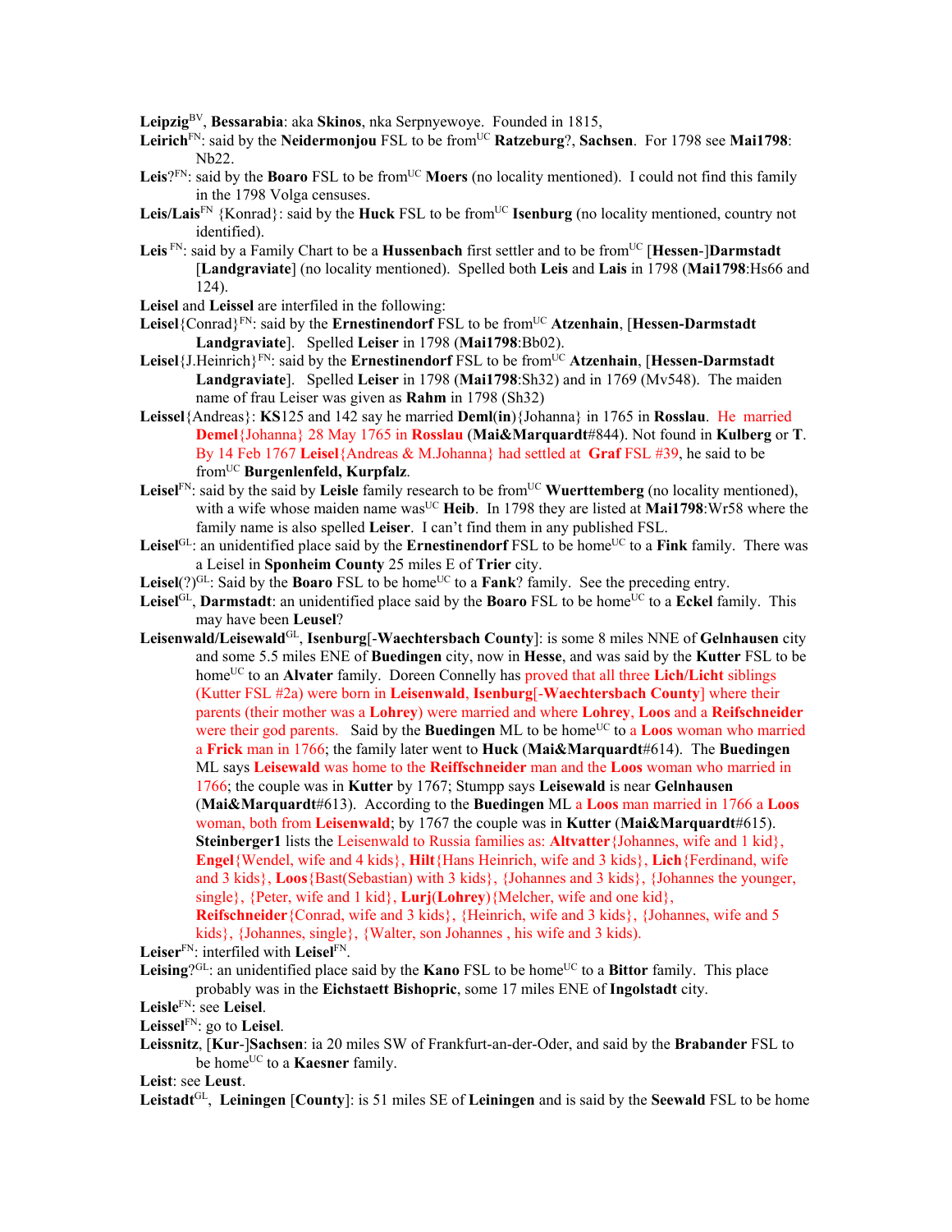**Leipzig**[BV], **Bessarabia**: aka **Skinos**, nka Serpnyewoye. Founded in 1815,

**Leirich**[FN]: said by the **Neidermonjou** FSL to be from[UC] **Ratzeburg**?, **Sachsen**. For 1798 see **Mai1798**: Nb22.

**Leis**?[FN]: said by the **Boaro** FSL to be from[UC] **Moers** (no locality mentioned). I could not find this family in the 1798 Volga censuses.

**Leis/Lais**[FN] {Konrad}: said by the **Huck** FSL to be from[UC] **Isenburg** (no locality mentioned, country not identified).

**Leis** [FN]: said by a Family Chart to be a **Hussenbach** first settler and to be from[UC] [**Hessen**-]**Darmstadt** [**Landgraviate**] (no locality mentioned). Spelled both **Leis** and **Lais** in 1798 (**Mai1798**:Hs66 and 124).

**Leisel** and **Leissel** are interfiled in the following:

**Leisel**{Conrad}[FN]: said by the **Ernestinendorf** FSL to be from[UC] **Atzenhain**, [**Hessen-Darmstadt Landgraviate**]. Spelled **Leiser** in 1798 (**Mai1798**:Bb02).

**Leisel**{J.Heinrich}[FN]: said by the **Ernestinendorf** FSL to be from[UC] **Atzenhain**, [**Hessen-Darmstadt Landgraviate**]. Spelled **Leiser** in 1798 (**Mai1798**:Sh32) and in 1769 (Mv548). The maiden name of frau Leiser was given as **Rahm** in 1798 (Sh32)

**Leissel**{Andreas}: **KS**125 and 142 say he married **Deml**(**in**){Johanna} in 1765 in **Rosslau**. He married **Demel**{Johanna} 28 May 1765 in **Rosslau** (**Mai&Marquardt**#844). Not found in **Kulberg** or **T**. By 14 Feb 1767 **Leisel**{Andreas & M.Johanna} had settled at **Graf** FSL #39, he said to be from[UC] **Burgenlenfeld, Kurpfalz**.

**Leisel**[FN]: said by the said by **Leisle** family research to be from[UC] **Wuerttemberg** (no locality mentioned), with a wife whose maiden name was[UC] **Heib**. In 1798 they are listed at **Mai1798**:Wr58 where the family name is also spelled **Leiser**. I can't find them in any published FSL.

**Leisel**[GL]: an unidentified place said by the **Ernestinendorf** FSL to be home[UC] to a **Fink** family. There was a Leisel in **Sponheim County** 25 miles E of **Trier** city.

**Leisel**(?)[GL]: Said by the **Boaro** FSL to be home[UC] to a **Fank**? family. See the preceding entry.

**Leisel**[GL], **Darmstadt**: an unidentified place said by the **Boaro** FSL to be home[UC] to a **Eckel** family. This may have been **Leusel**?

**Leisenwald/Leisewald**[GL], **Isenburg**[-**Waechtersbach County**]: is some 8 miles NNE of **Gelnhausen** city and some 5.5 miles ENE of **Buedingen** city, now in **Hesse**, and was said by the **Kutter** FSL to be home[UC] to an **Alvater** family. Doreen Connelly has proved that all three **Lich/Licht** siblings (Kutter FSL #2a) were born in **Leisenwald**, **Isenburg**[-**Waechtersbach County**] where their parents (their mother was a **Lohrey**) were married and where **Lohrey**, **Loos** and a **Reifschneider** were their god parents. Said by the **Buedingen** ML to be home[UC] to a **Loos** woman who married a **Frick** man in 1766; the family later went to **Huck** (**Mai&Marquardt**#614). The **Buedingen** ML says **Leisewald** was home to the **Reiffschneider** man and the **Loos** woman who married in 1766; the couple was in **Kutter** by 1767; Stumpp says **Leisewald** is near **Gelnhausen** (**Mai&Marquardt**#613). According to the **Buedingen** ML a **Loos** man married in 1766 a **Loos** woman, both from **Leisenwald**; by 1767 the couple was in **Kutter** (**Mai&Marquardt**#615). **Steinberger1** lists the Leisenwald to Russia families as: **Altvatter**{Johannes, wife and 1 kid}, **Engel**{Wendel, wife and 4 kids}, **Hilt**{Hans Heinrich, wife and 3 kids}, **Lich**{Ferdinand, wife and 3 kids}, **Loos**{Bast(Sebastian) with 3 kids}, {Johannes and 3 kids}, {Johannes the younger, single}, {Peter, wife and 1 kid}, **Lurj**(**Lohrey**){Melcher, wife and one kid}, **Reifschneider**{Conrad, wife and 3 kids}, {Heinrich, wife and 3 kids}, {Johannes, wife and 5 kids}, {Johannes, single}, {Walter, son Johannes , his wife and 3 kids).

**Leiser**[FN]: interfiled with **Leisel**[FN].

**Leising**?[GL]: an unidentified place said by the **Kano** FSL to be home[UC] to a **Bittor** family. This place probably was in the **Eichstaett Bishopric**, some 17 miles ENE of **Ingolstadt** city.

**Leisle**[FN]: see **Leisel**.

**Leissel**[FN]: go to **Leisel**.

**Leissnitz**, [**Kur**-]**Sachsen**: ia 20 miles SW of Frankfurt-an-der-Oder, and said by the **Brabander** FSL to be home[UC] to a **Kaesner** family.

**Leist**: see **Leust**.

**Leistadt**[GL], **Leiningen** [**County**]: is 51 miles SE of **Leiningen** and is said by the **Seewald** FSL to be home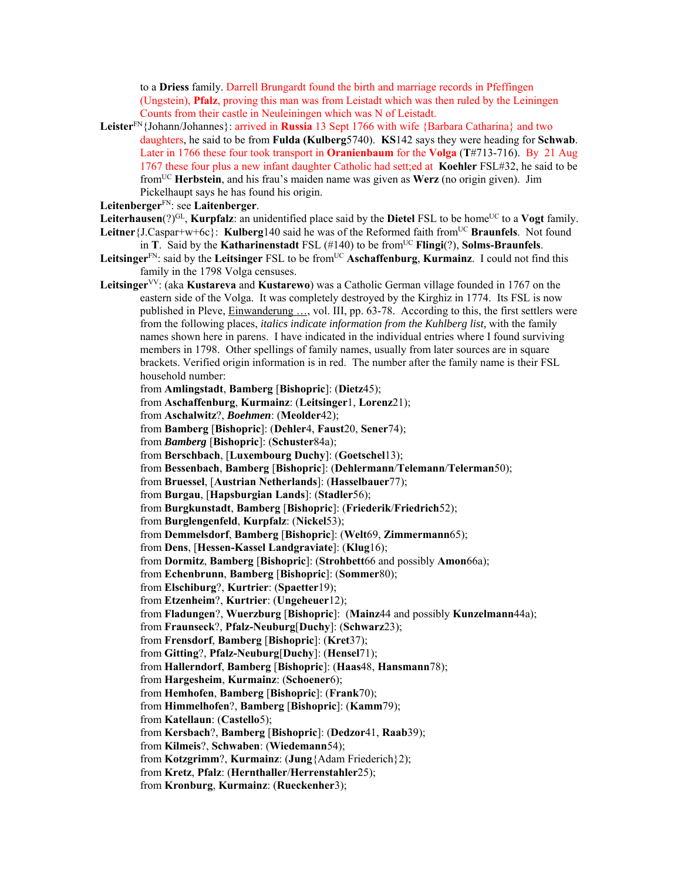to a **Driess** family. Darrell Brungardt found the birth and marriage records in Pfeffingen (Ungstein), **Pfalz**, proving this man was from Leistadt which was then ruled by the Leiningen Counts from their castle in Neuleiningen which was N of Leistadt.

**Leister**[FN]{Johann/Johannes}: arrived in **Russia** 13 Sept 1766 with wife {Barbara Catharina} and two daughters, he said to be from **Fulda (Kulberg**5740). **KS**142 says they were heading for **Schwab**. Later in 1766 these four took transport in **Oranienbaum** for the **Volga** (**T**#713-716). By 21 Aug 1767 these four plus a new infant daughter Catholic had sett;ed at **Koehler** FSL#32, he said to be from[UC] **Herbstein**, and his frau's maiden name was given as **Werz** (no origin given). Jim Pickelhaupt says he has found his origin.

**Leitenberger**[FN]: see **Laitenberger**.

**Leiterhausen**(?)[GL], **Kurpfalz**: an unidentified place said by the **Dietel** FSL to be home[UC] to a **Vogt** family.

**Leitner**{J.Caspar+w+6c}: **Kulberg**140 said he was of the Reformed faith from[UC] **Braunfels**. Not found in **T**. Said by the **Katharinenstadt** FSL (#140) to be from[UC] **Flingi**(?), **Solms-Braunfels**.

**Leitsinger**[FN]: said by the **Leitsinger** FSL to be from[UC] **Aschaffenburg**, **Kurmainz**. I could not find this family in the 1798 Volga censuses.

**Leitsinger**[VV]: (aka **Kustareva** and **Kustarewo**) was a Catholic German village founded in 1767 on the eastern side of the Volga. It was completely destroyed by the Kirghiz in 1774. Its FSL is now published in Pleve, Einwanderung …, vol. III, pp. 63-78. According to this, the first settlers were from the following places, *italics indicate information from the Kuhlberg list,* with the family names shown here in parens. I have indicated in the individual entries where I found surviving members in 1798. Other spellings of family names, usually from later sources are in square brackets. Verified origin information is in red. The number after the family name is their FSL household number:

from **Amlingstadt**, **Bamberg** [**Bishopric**]: (**Dietz**45);
from **Aschaffenburg**, **Kurmainz**: (**Leitsinger**1, **Lorenz**21);
from **Aschalwitz**?, ***Boehmen***: (**Meolder**42);
from **Bamberg** [**Bishopric**]: (**Dehler**4, **Faust**20, **Sener**74);
from ***Bamberg*** [**Bishopric**]: (**Schuster**84a);
from **Berschbach**, [**Luxembourg Duchy**]: (**Goetschel**13);
from **Bessenbach**, **Bamberg** [**Bishopric**]: (**Dehlermann**/**Telemann**/**Telerman**50);
from **Bruessel**, [**Austrian Netherlands**]: (**Hasselbauer**77);
from **Burgau**, [**Hapsburgian Lands**]: (**Stadler**56);
from **Burgkunstadt**, **Bamberg** [**Bishopric**]: (**Friederik**/**Friedrich**52);
from **Burglengenfeld**, **Kurpfalz**: (**Nickel**53);
from **Demmelsdorf**, **Bamberg** [**Bishopric**]: (**Welt**69, **Zimmermann**65);
from **Dens**, [**Hessen-Kassel Landgraviate**]: (**Klug**16);
from **Dormitz**, **Bamberg** [**Bishopric**]: (**Strohbett**66 and possibly **Amon**66a);
from **Echenbrunn**, **Bamberg** [**Bishopric**]: (**Sommer**80);
from **Elschiburg**?, **Kurtrier**: (**Spaetter**19);
from **Etzenheim**?, **Kurtrier**: (**Ungeheuer**12);
from **Fladungen**?, **Wuerzburg** [**Bishopric**]: (**Mainz**44 and possibly **Kunzelmann**44a);
from **Fraunseck**?, **Pfalz-Neuburg**[**Duchy**]: (**Schwarz**23);
from **Frensdorf**, **Bamberg** [**Bishopric**]: (**Kret**37);
from **Gitting**?, **Pfalz-Neuburg**[**Duchy**]: (**Hensel**71);
from **Hallerndorf**, **Bamberg** [**Bishopric**]: (**Haas**48, **Hansmann**78);
from **Hargesheim**, **Kurmainz**: (**Schoener**6);
from **Hemhofen**, **Bamberg** [**Bishopric**]: (**Frank**70);
from **Himmelhofen**?, **Bamberg** [**Bishopric**]: (**Kamm**79);
from **Katellaun**: (**Castello**5);
from **Kersbach**?, **Bamberg** [**Bishopric**]: (**Dedzor**41, **Raab**39);
from **Kilmeis**?, **Schwaben**: (**Wiedemann**54);
from **Kotzgrimm**?, **Kurmainz**: (**Jung**{Adam Friederich}2);
from **Kretz**, **Pfalz**: (**Hernthaller**/**Herrenstahler**25);
from **Kronburg**, **Kurmainz**: (**Rueckenher**3);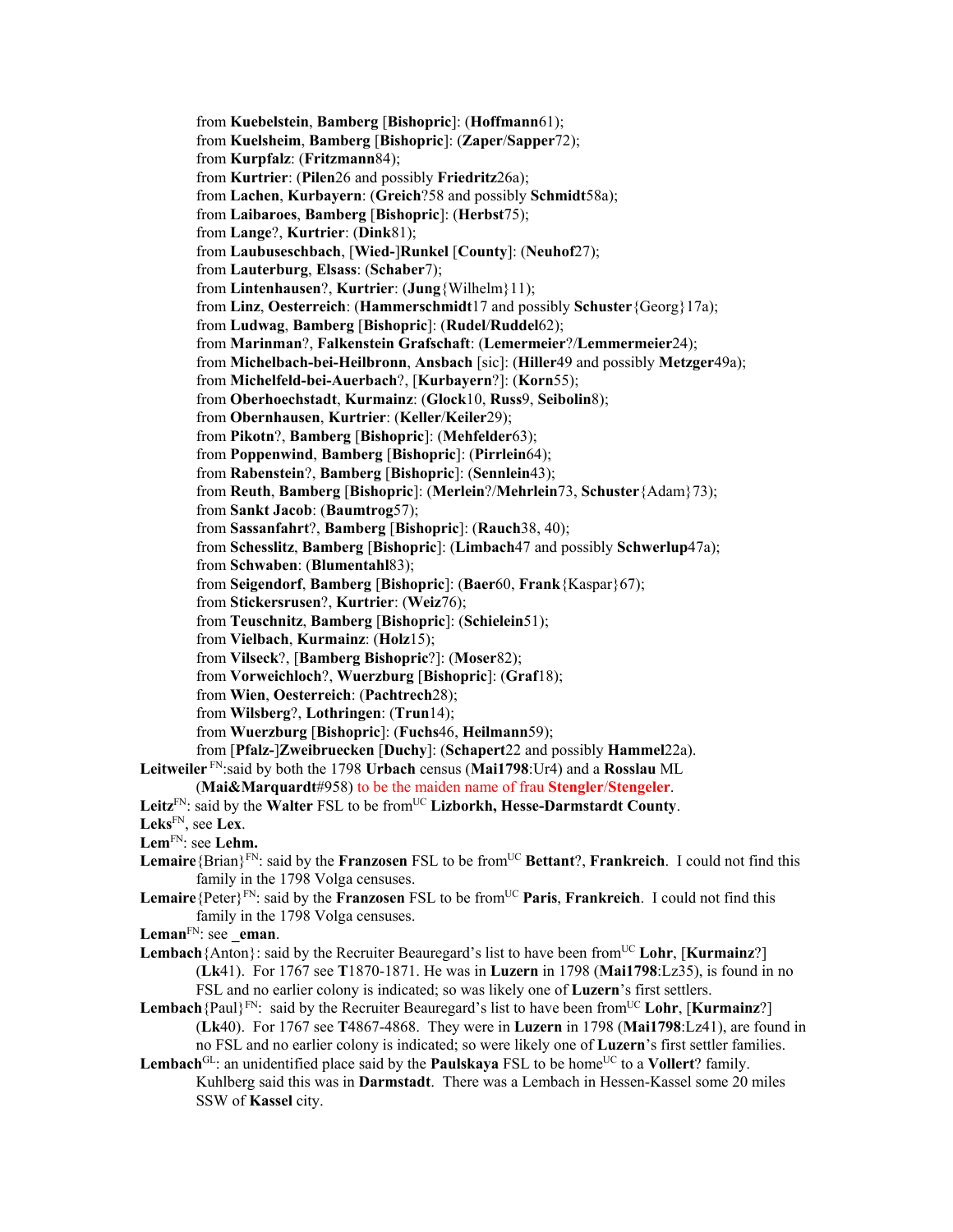from **Kuebelstein**, **Bamberg** [**Bishopric**]: (**Hoffmann**61);
from **Kuelsheim**, **Bamberg** [**Bishopric**]: (**Zaper**/**Sapper**72);
from **Kurpfalz**: (**Fritzmann**84);
from **Kurtrier**: (**Pilen**26 and possibly **Friedritz**26a);
from **Lachen**, **Kurbayern**: (**Greich**?58 and possibly **Schmidt**58a);
from **Laibaroes**, **Bamberg** [**Bishopric**]: (**Herbst**75);
from **Lange**?, **Kurtrier**: (**Dink**81);
from **Laubuseschbach**, [**Wied-**]**Runkel** [**County**]: (**Neuhof**27);
from **Lauterburg**, **Elsass**: (**Schaber**7);
from **Lintenhausen**?, **Kurtrier**: (**Jung**{Wilhelm}11);
from **Linz**, **Oesterreich**: (**Hammerschmidt**17 and possibly **Schuster**{Georg}17a);
from **Ludwag**, **Bamberg** [**Bishopric**]: (**Rudel**/**Ruddel**62);
from **Marinman**?, **Falkenstein Grafschaft**: (**Lemermeier**?/**Lemmermeier**24);
from **Michelbach-bei-Heilbronn**, **Ansbach** [sic]: (**Hiller**49 and possibly **Metzger**49a);
from **Michelfeld-bei-Auerbach**?, [**Kurbayern**?]: (**Korn**55);
from **Oberhoechstadt**, **Kurmainz**: (**Glock**10, **Russ**9, **Seibolin**8);
from **Obernhausen**, **Kurtrier**: (**Keller**/**Keiler**29);
from **Pikotn**?, **Bamberg** [**Bishopric**]: (**Mehfelder**63);
from **Poppenwind**, **Bamberg** [**Bishopric**]: (**Pirrlein**64);
from **Rabenstein**?, **Bamberg** [**Bishopric**]: (**Sennlein**43);
from **Reuth**, **Bamberg** [**Bishopric**]: (**Merlein**?/**Mehrlein**73, **Schuster**{Adam}73);
from **Sankt Jacob**: (**Baumtrog**57);
from **Sassanfahrt**?, **Bamberg** [**Bishopric**]: (**Rauch**38, 40);
from **Schesslitz**, **Bamberg** [**Bishopric**]: (**Limbach**47 and possibly **Schwerlup**47a);
from **Schwaben**: (**Blumentahl**83);
from **Seigendorf**, **Bamberg** [**Bishopric**]: (**Baer**60, **Frank**{Kaspar}67);
from **Stickersrusen**?, **Kurtrier**: (**Weiz**76);
from **Teuschnitz**, **Bamberg** [**Bishopric**]: (**Schielein**51);
from **Vielbach**, **Kurmainz**: (**Holz**15);
from **Vilseck**?, [**Bamberg Bishopric**?]: (**Moser**82);
from **Vorweichloch**?, **Wuerzburg** [**Bishopric**]: (**Graf**18);
from **Wien**, **Oesterreich**: (**Pachtrech**28);
from **Wilsberg**?, **Lothringen**: (**Trun**14);
from **Wuerzburg** [**Bishopric**]: (**Fuchs**46, **Heilmann**59);
from [**Pfalz-**]**Zweibruecken** [**Duchy**]: (**Schapert**22 and possibly **Hammel**22a).

**Leitweiler** [FN]:said by both the 1798 **Urbach** census (**Mai1798**:Ur4) and a **Rosslau** ML (**Mai&Marquardt**#958) to be the maiden name of frau **Stengler**/**Stengeler**.

**Leitz**[FN]: said by the **Walter** FSL to be from[UC] **Lizborkh, Hesse-Darmstardt County**.

**Leks**[FN], see **Lex**.

**Lem**[FN]: see **Lehm.**

**Lemaire**{Brian}[FN]: said by the **Franzosen** FSL to be from[UC] **Bettant**?, **Frankreich**. I could not find this family in the 1798 Volga censuses.

**Lemaire**{Peter}[FN]: said by the **Franzosen** FSL to be from[UC] **Paris**, **Frankreich**. I could not find this family in the 1798 Volga censuses.

**Leman**[FN]: see **_eman**.

**Lembach**{Anton}: said by the Recruiter Beauregard's list to have been from[UC] **Lohr**, [**Kurmainz**?] (**Lk**41). For 1767 see **T**1870-1871. He was in **Luzern** in 1798 (**Mai1798**:Lz35), is found in no FSL and no earlier colony is indicated; so was likely one of **Luzern**'s first settlers.

**Lembach**{Paul}[FN]: said by the Recruiter Beauregard's list to have been from[UC] **Lohr**, [**Kurmainz**?] (**Lk**40). For 1767 see **T**4867-4868. They were in **Luzern** in 1798 (**Mai1798**:Lz41), are found in no FSL and no earlier colony is indicated; so were likely one of **Luzern**'s first settler families.

**Lembach**[GL]: an unidentified place said by the **Paulskaya** FSL to be home[UC] to a **Vollert**? family. Kuhlberg said this was in **Darmstadt**. There was a Lembach in Hessen-Kassel some 20 miles SSW of **Kassel** city.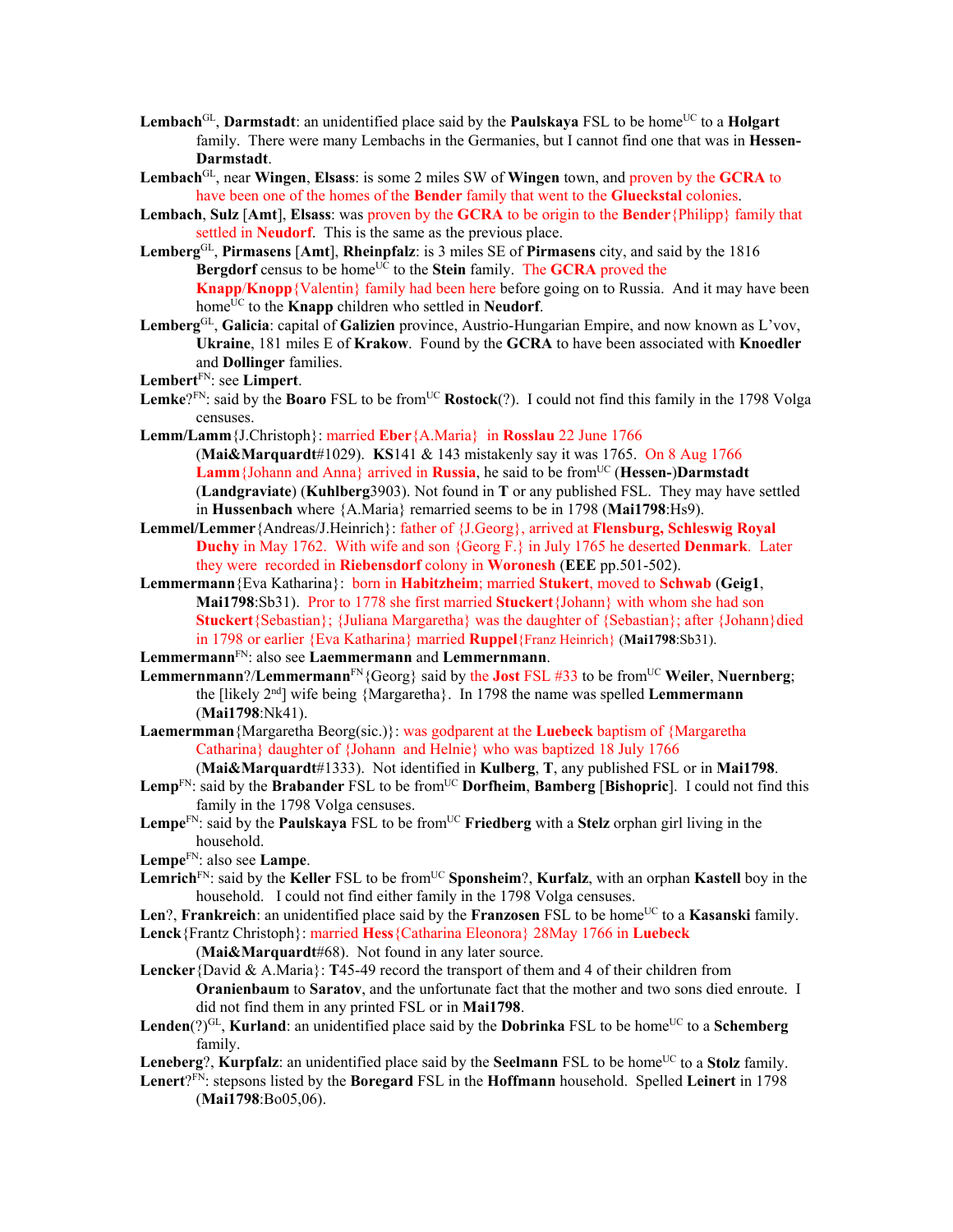**Lembach**[GL], **Darmstadt**: an unidentified place said by the **Paulskaya** FSL to be home[UC] to a **Holgart** family. There were many Lembachs in the Germanies, but I cannot find one that was in **Hessen-Darmstadt**.

**Lembach**[GL], near **Wingen**, **Elsass**: is some 2 miles SW of **Wingen** town, and proven by the **GCRA** to have been one of the homes of the **Bender** family that went to the **Glueckstal** colonies.

**Lembach**, **Sulz** [**Amt**], **Elsass**: was proven by the **GCRA** to be origin to the **Bender**{Philipp} family that settled in **Neudorf**. This is the same as the previous place.

**Lemberg**[GL], **Pirmasens** [**Amt**], **Rheinpfalz**: is 3 miles SE of **Pirmasens** city, and said by the 1816 **Bergdorf** census to be home[UC] to the **Stein** family. The **GCRA** proved the **Knapp**/**Knopp**{Valentin} family had been here before going on to Russia. And it may have been home[UC] to the **Knapp** children who settled in **Neudorf**.

**Lemberg**[GL], **Galicia**: capital of **Galizien** province, Austrio-Hungarian Empire, and now known as L'vov, **Ukraine**, 181 miles E of **Krakow**. Found by the **GCRA** to have been associated with **Knoedler** and **Dollinger** families.

**Lembert**[FN]: see **Limpert**.

**Lemke**?[FN]: said by the **Boaro** FSL to be from[UC] **Rostock**(?). I could not find this family in the 1798 Volga censuses.

**Lemm/Lamm**{J.Christoph}: married **Eber**{A.Maria} in **Rosslau** 22 June 1766 (**Mai&Marquardt**#1029). **KS**141 & 143 mistakenly say it was 1765. On 8 Aug 1766 **Lamm**{Johann and Anna} arrived in **Russia**, he said to be from[UC] (**Hessen-**)**Darmstadt** (**Landgraviate**) (**Kuhlberg**3903). Not founrd in **T** or any published FSL. They may have settled in **Hussenbach** where {A.Maria} remarried seems to be in 1798 (**Mai1798**:Hs9).

**Lemmel/Lemmer**{Andreas/J.Heinrich}: father of {J.Georg}, arrived at **Flensburg, Schleswig Royal Duchy** in May 1762. With wife and son {Georg F.} in July 1765 he deserted **Denmark**. Later they were recorded in **Riebensdorf** colony in **Woronesh** (**EEE** pp.501-502).

**Lemmermann**{Eva Katharina}: born in **Habitzheim**; married **Stukert**, moved to **Schwab** (**Geig1**, **Mai1798**:Sb31). Pror to 1778 she first married **Stuckert**{Johann} with whom she had son **Stuckert**{Sebastian}; {Juliana Margaretha} was the daughter of {Sebastian}; after {Johann}died in 1798 or earlier {Eva Katharina} married **Ruppel**{Franz Heinrich} (**Mai1798**:Sb31).

**Lemmermann**[FN]: also see **Laemmermann** and **Lemmernmann**.

**Lemmernmann**?/**Lemmermann**[FN]{Georg} said by the **Jost** FSL #33 to be from[UC] **Weiler**, **Nuernberg**; the [likely 2[nd]] wife being {Margaretha}. In 1798 the name was spelled **Lemmermann** (**Mai1798**:Nk41).

**Laemermman**{Margaretha Beorg(sic.)}: was godparent at the **Luebeck** baptism of {Margaretha Catharina} daughter of {Johann and Helnie} who was baptized 18 July 1766 (**Mai&Marquardt**#1333). Not identified in **Kulberg**, **T**, any published FSL or in **Mai1798**.

**Lemp**[FN]: said by the **Brabander** FSL to be from[UC] **Dorfheim**, **Bamberg** [**Bishopric**]. I could not find this family in the 1798 Volga censuses.

**Lempe**[FN]: said by the **Paulskaya** FSL to be from[UC] **Friedberg** with a **Stelz** orphan girl living in the household.

**Lempe**[FN]: also see **Lampe**.

**Lemrich**[FN]: said by the **Keller** FSL to be from[UC] **Sponsheim**?, **Kurfalz**, with an orphan **Kastell** boy in the household. I could not find either family in the 1798 Volga censuses.

**Len**?, **Frankreich**: an unidentified place said by the **Franzosen** FSL to be home[UC] to a **Kasanski** family.

**Lenck**{Frantz Christoph}: married **Hess**{Catharina Eleonora} 28May 1766 in **Luebeck** (**Mai&Marquardt**#68). Not found in any later source.

**Lencker**{David & A.Maria}: **T**45-49 record the transport of them and 4 of their children from **Oranienbaum** to **Saratov**, and the unfortunate fact that the mother and two sons died enroute. I did not find them in any printed FSL or in **Mai1798**.

**Lenden**(?)[GL], **Kurland**: an unidentified place said by the **Dobrinka** FSL to be home[UC] to a **Schemberg** family.

**Leneberg**?, **Kurpfalz**: an unidentified place said by the **Seelmann** FSL to be home[UC] to a **Stolz** family.

**Lenert**?[FN]: stepsons listed by the **Boregard** FSL in the **Hoffmann** household. Spelled **Leinert** in 1798 (**Mai1798**:Bo05,06).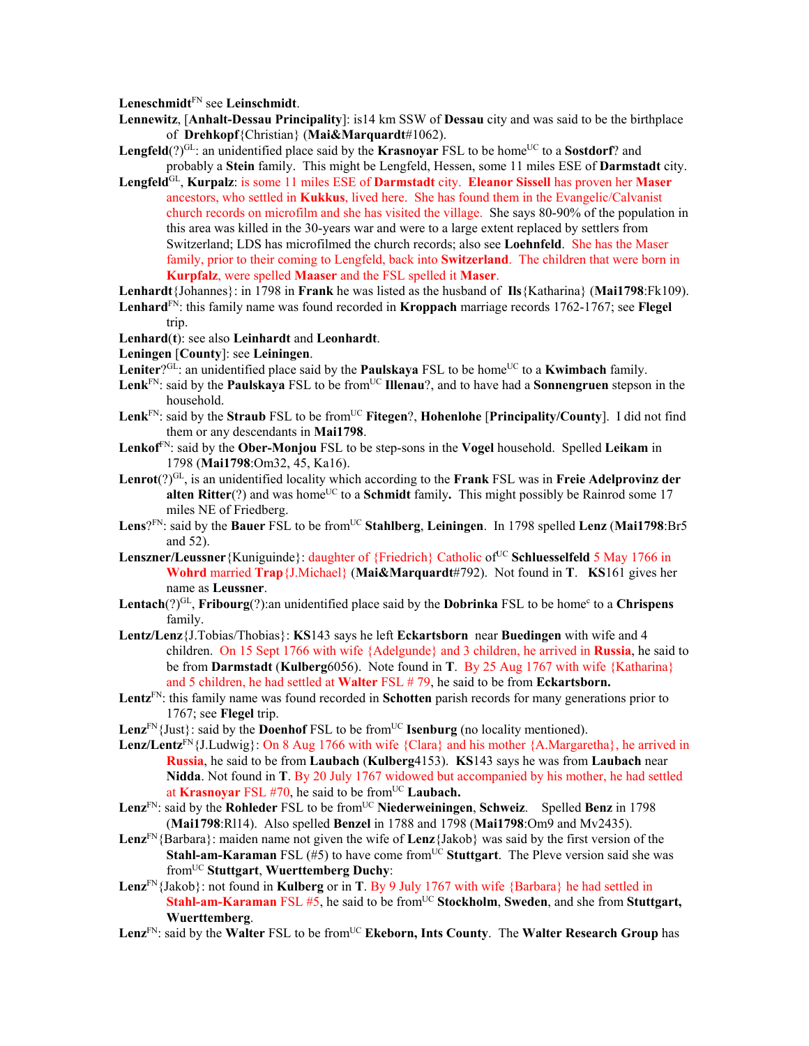**Leneschmidt**FN see **Leinschmidt**.

**Lennewitz**, [**Anhalt-Dessau Principality**]: is14 km SSW of **Dessau** city and was said to be the birthplace of **Drehkopf**{Christian} (**Mai&Marquardt**#1062).

**Lengfeld**(?)GL: an unidentified place said by the **Krasnoyar** FSL to be homeUC to a **Sostdorf**? and probably a **Stein** family. This might be Lengfeld, Hessen, some 11 miles ESE of **Darmstadt** city.

**Lengfeld**GL, **Kurpalz**: is some 11 miles ESE of **Darmstadt** city. **Eleanor Sissell** has proven her **Maser** ancestors, who settled in **Kukkus**, lived here. She has found them in the Evangelic/Calvanist church records on microfilm and she has visited the village. She says 80-90% of the population in this area was killed in the 30-years war and were to a large extent replaced by settlers from Switzerland; LDS has microfilmed the church records; also see **Loehnfeld**. She has the Maser family, prior to their coming to Lengfeld, back into **Switzerland**. The children that were born in **Kurpfalz**, were spelled **Maaser** and the FSL spelled it **Maser**.

**Lenhardt**{Johannes}: in 1798 in **Frank** he was listed as the husband of **Ils**{Katharina} (**Mai1798**:Fk109).

**Lenhard**FN: this family name was found recorded in **Kroppach** marriage records 1762-1767; see **Flegel** trip.

**Lenhard**(**t**): see also **Leinhardt** and **Leonhardt**.

**Leningen** [**County**]: see **Leiningen**.

**Leniter**?GL: an unidentified place said by the **Paulskaya** FSL to be homeUC to a **Kwimbach** family.

**Lenk**FN: said by the **Paulskaya** FSL to be fromUC **Illenau**?, and to have had a **Sonnengruen** stepson in the household.

**Lenk**FN: said by the **Straub** FSL to be fromUC **Fitegen**?, **Hohenlohe** [**Principality/County**]. I did not find them or any descendants in **Mai1798**.

**Lenkof**FN: said by the **Ober-Monjou** FSL to be step-sons in the **Vogel** household. Spelled **Leikam** in 1798 (**Mai1798**:Om32, 45, Ka16).

**Lenrot**(?)GL, is an unidentified locality which according to the **Frank** FSL was in **Freie Adelprovinz der alten Ritter**(?) and was homeUC to a **Schmidt** family**.** This might possibly be Rainrod some 17 miles NE of Friedberg.

**Lens**?FN: said by the **Bauer** FSL to be fromUC **Stahlberg**, **Leiningen**. In 1798 spelled **Lenz** (**Mai1798**:Br5 and 52).

**Lenszner/Leussner**{Kuniguinde}: daughter of {Friedrich} Catholic ofUC **Schluesselfeld** 5 May 1766 in **Wohrd** married **Trap**{J.Michael} (**Mai&Marquardt**#792). Not found in **T**. **KS**161 gives her name as **Leussner**.

**Lentach**(?)GL, **Fribourg**(?):an unidentified place said by the **Dobrinka** FSL to be homec to a **Chrispens** family.

**Lentz/Lenz**{J.Tobias/Thobias}: **KS**143 says he left **Eckartsborn** near **Buedingen** with wife and 4 children. On 15 Sept 1766 with wife {Adelgunde} and 3 children, he arrived in **Russia**, he said to be from **Darmstadt** (**Kulberg**6056). Note found in **T**. By 25 Aug 1767 with wife {Katharina} and 5 children, he had settled at **Walter** FSL # 79, he said to be from **Eckartsborn.**

**Lentz**FN: this family name was found recorded in **Schotten** parish records for many generations prior to 1767; see **Flegel** trip.

**Lenz**FN{Just}: said by the **Doenhof** FSL to be fromUC **Isenburg** (no locality mentioned).

**Lenz/Lentz**FN{J.Ludwig}: On 8 Aug 1766 with wife {Clara} and his mother {A.Margaretha}, he arrived in **Russia**, he said to be from **Laubach** (**Kulberg**4153). **KS**143 says he was from **Laubach** near **Nidda**. Not found in **T**. By 20 July 1767 widowed but accompanied by his mother, he had settled at **Krasnoyar** FSL #70, he said to be fromUC **Laubach.**

**Lenz**FN: said by the **Rohleder** FSL to be fromUC **Niederweiningen**, **Schweiz**. Spelled **Benz** in 1798 (**Mai1798**:Rl14). Also spelled **Benzel** in 1788 and 1798 (**Mai1798**:Om9 and Mv2435).

**Lenz**FN{Barbara}: maiden name not given the wife of **Lenz**{Jakob} was said by the first version of the **Stahl-am-Karaman** FSL (#5) to have come fromUC **Stuttgart**. The Pleve version said she was fromUC **Stuttgart**, **Wuerttemberg Duchy**:

**Lenz**FN{Jakob}: not found in **Kulberg** or in **T**. By 9 July 1767 with wife {Barbara} he had settled in **Stahl-am-Karaman** FSL #5, he said to be fromUC **Stockholm**, **Sweden**, and she from **Stuttgart, Wuerttemberg**.

**Lenz**FN: said by the **Walter** FSL to be fromUC **Ekeborn, Ints County**. The **Walter Research Group** has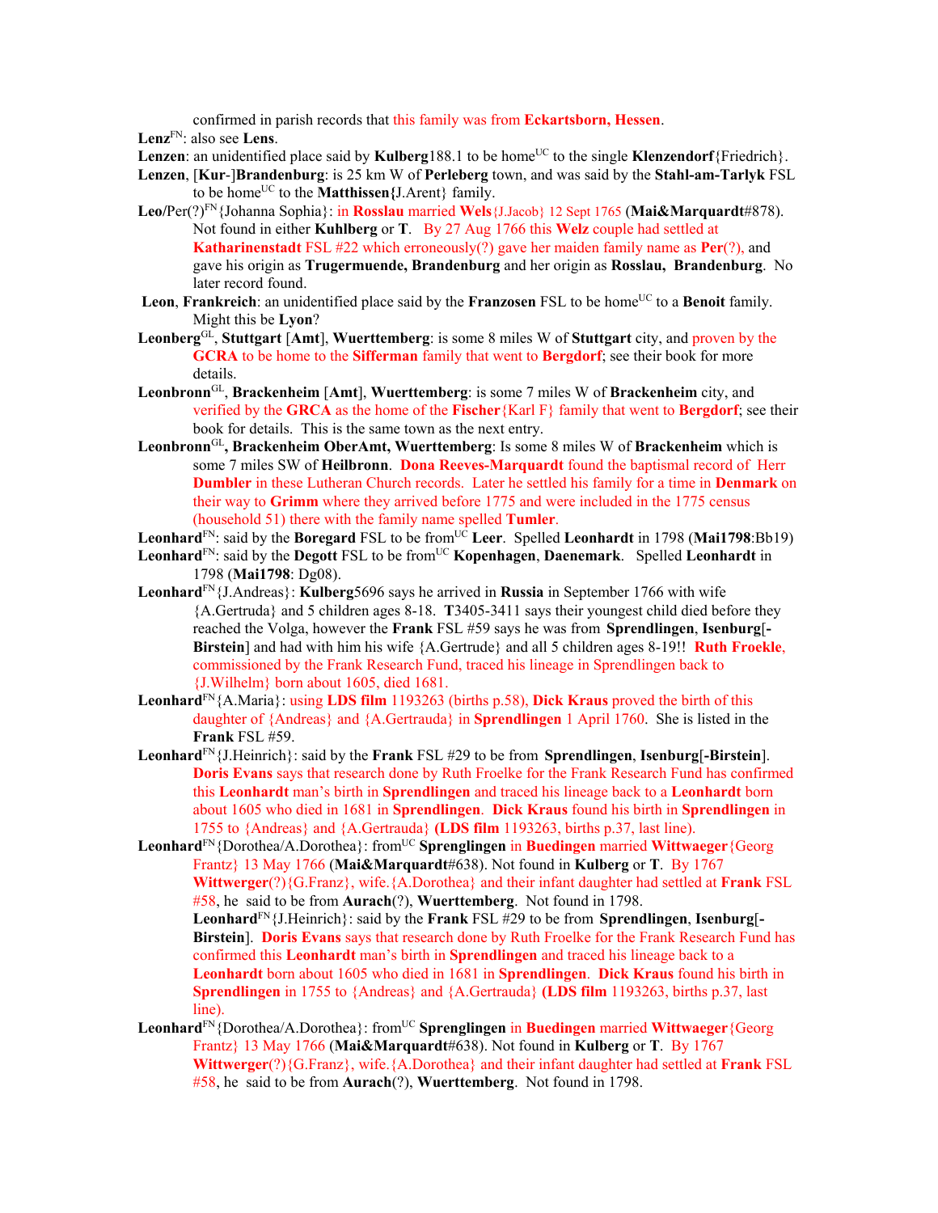confirmed in parish records that this family was from **Eckartsborn, Hessen**.

**Lenz**FN: also see **Lens**.

**Lenzen**: an unidentified place said by **Kulberg**188.1 to be homeUC to the single **Klenzendorf**{Friedrich}.

**Lenzen**, [**Kur**-]**Brandenburg**: is 25 km W of **Perleberg** town, and was said by the **Stahl-am-Tarlyk** FSL to be homeUC to the **Matthissen{**J.Arent} family.

**Leo**/Per(?)FN{Johanna Sophia}: in **Rosslau** married **Wels**{J.Jacob} 12 Sept 1765 (**Mai&Marquardt**#878). Not found in either **Kuhlberg** or **T**. By 27 Aug 1766 this **Welz** couple had settled at **Katharinenstadt** FSL #22 which erroneously(?) gave her maiden family name as **Per**(?), and gave his origin as **Trugermuende, Brandenburg** and her origin as **Rosslau, Brandenburg**. No later record found.

**Leon**, **Frankreich**: an unidentified place said by the **Franzosen** FSL to be homeUC to a **Benoit** family. Might this be **Lyon**?

**Leonberg**GL, **Stuttgart** [**Amt**], **Wuerttemberg**: is some 8 miles W of **Stuttgart** city, and proven by the **GCRA** to be home to the **Sifferman** family that went to **Bergdorf**; see their book for more details.

**Leonbronn**GL, **Brackenheim** [**Amt**], **Wuerttemberg**: is some 7 miles W of **Brackenheim** city, and verified by the **GRCA** as the home of the **Fischer**{Karl F} family that went to **Bergdorf**; see their book for details. This is the same town as the next entry.

**Leonbronn**GL**, Brackenheim OberAmt, Wuerttemberg**: Is some 8 miles W of **Brackenheim** which is some 7 miles SW of **Heilbronn**. **Dona Reeves-Marquardt** found the baptismal record of Herr **Dumbler** in these Lutheran Church records. Later he settled his family for a time in **Denmark** on their way to **Grimm** where they arrived before 1775 and were included in the 1775 census (household 51) there with the family name spelled **Tumler**.

**Leonhard**FN: said by the **Boregard** FSL to be fromUC **Leer**. Spelled **Leonhardt** in 1798 (**Mai1798**:Bb19)

**Leonhard**FN: said by the **Degott** FSL to be fromUC **Kopenhagen**, **Daenemark**. Spelled **Leonhardt** in 1798 (**Mai1798**: Dg08).

**Leonhard**FN{J.Andreas}: **Kulberg**5696 says he arrived in **Russia** in September 1766 with wife {A.Gertruda} and 5 children ages 8-18. **T**3405-3411 says their youngest child died before they reached the Volga, however the **Frank** FSL #59 says he was from **Sprendlingen**, **Isenburg**[-**Birstein**] and had with him his wife {A.Gertrude} and all 5 children ages 8-19!! **Ruth Froekle**, commissioned by the Frank Research Fund, traced his lineage in Sprendlingen back to {J.Wilhelm} born about 1605, died 1681.

**Leonhard**FN{A.Maria}: using **LDS film** 1193263 (births p.58), **Dick Kraus** proved the birth of this daughter of {Andreas} and {A.Gertrauda} in **Sprendlingen** 1 April 1760. She is listed in the **Frank** FSL #59.

**Leonhard**FN{J.Heinrich}: said by the **Frank** FSL #29 to be from **Sprendlingen**, **Isenburg**[**-Birstein**]. **Doris Evans** says that research done by Ruth Froelke for the Frank Research Fund has confirmed this **Leonhardt** man's birth in **Sprendlingen** and traced his lineage back to a **Leonhardt** born about 1605 who died in 1681 in **Sprendlingen**. **Dick Kraus** found his birth in **Sprendlingen** in 1755 to {Andreas} and {A.Gertrauda} **(LDS film** 1193263, births p.37, last line).

**Leonhard**FN{Dorothea/A.Dorothea}: fromUC **Sprenglingen** in **Buedingen** married **Wittwaeger**{Georg Frantz} 13 May 1766 (**Mai&Marquardt**#638). Not found in **Kulberg** or **T**. By 1767 **Wittwerger**(?){G.Franz}, wife.{A.Dorothea} and their infant daughter had settled at **Frank** FSL #58, he said to be from **Aurach**(?), **Wuerttemberg**. Not found in 1798.

**Leonhard**FN{J.Heinrich}: said by the **Frank** FSL #29 to be from **Sprendlingen**, **Isenburg**[**-Birstein**]. **Doris Evans** says that research done by Ruth Froelke for the Frank Research Fund has confirmed this **Leonhardt** man's birth in **Sprendlingen** and traced his lineage back to a **Leonhardt** born about 1605 who died in 1681 in **Sprendlingen**. **Dick Kraus** found his birth in **Sprendlingen** in 1755 to {Andreas} and {A.Gertrauda} **(LDS film** 1193263, births p.37, last line).

**Leonhard**FN{Dorothea/A.Dorothea}: fromUC **Sprenglingen** in **Buedingen** married **Wittwaeger**{Georg Frantz} 13 May 1766 (**Mai&Marquardt**#638). Not found in **Kulberg** or **T**. By 1767 **Wittwerger**(?){G.Franz}, wife.{A.Dorothea} and their infant daughter had settled at **Frank** FSL #58, he said to be from **Aurach**(?), **Wuerttemberg**. Not found in 1798.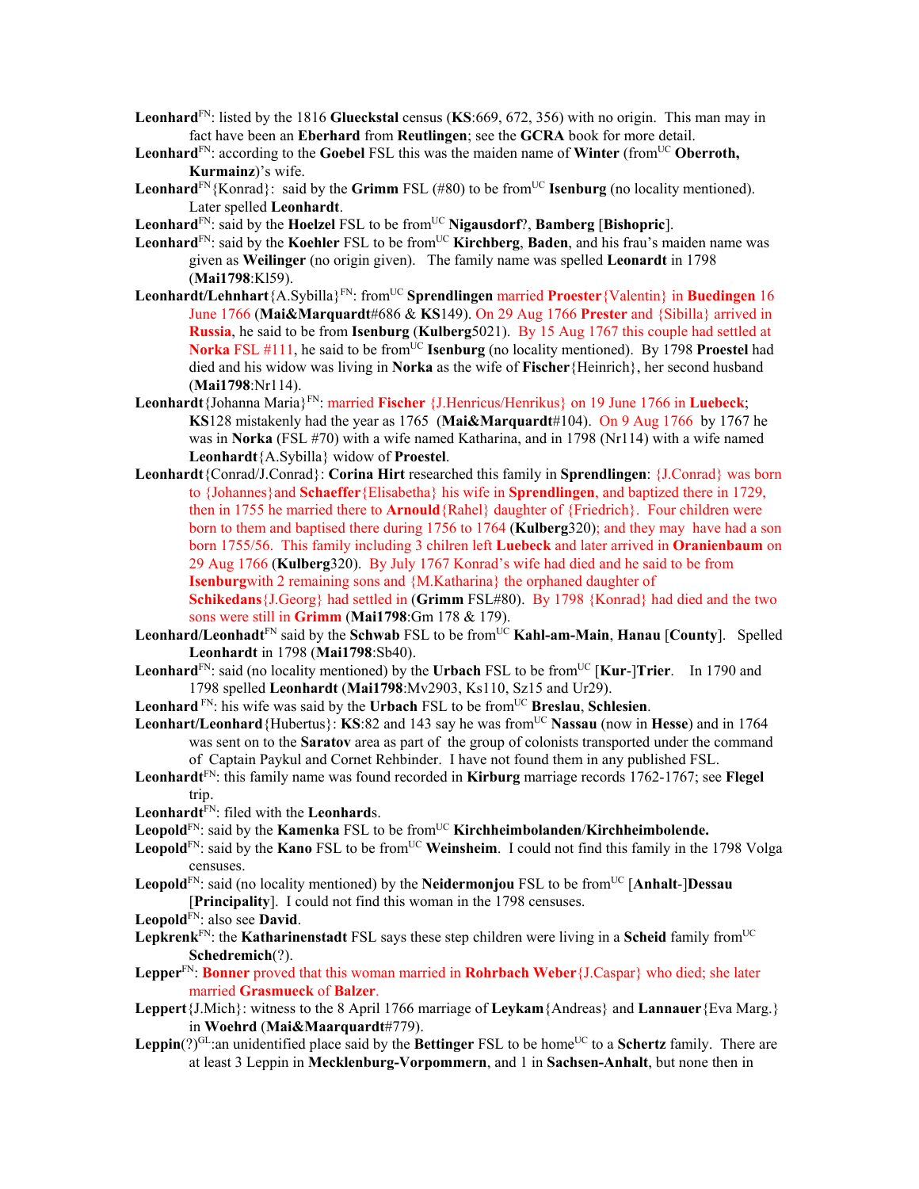**Leonhard**[FN]: listed by the 1816 **Gluecksta**l census (**KS**:669, 672, 356) with no origin. This man may in fact have been an **Eberhard** from **Reutlingen**; see the **GCRA** book for more detail.

**Leonhard**[FN]: according to the **Goebel** FSL this was the maiden name of **Winter** (from[UC] **Oberroth, Kurmainz**)'s wife.

**Leonhard**[FN]{Konrad}: said by the **Grimm** FSL (#80) to be from[UC] **Isenburg** (no locality mentioned). Later spelled **Leonhardt**.

**Leonhard**[FN]: said by the **Hoelzel** FSL to be from[UC] **Nigausdorf**?, **Bamberg** [**Bishopric**].

**Leonhard**[FN]: said by the **Koehler** FSL to be from[UC] **Kirchberg**, **Baden**, and his frau's maiden name was given as **Weilinger** (no origin given). The family name was spelled **Leonardt** in 1798 (**Mai1798**:Kl59).

**Leonhardt/Lehnhart**{A.Sybilla}[FN]: from[UC] **Sprendlingen** married **Proester**{Valentin} in **Buedingen** 16 June 1766 (**Mai&Marquardt**#686 & **KS**149). On 29 Aug 1766 **Prester** and {Sibilla} arrived in **Russia**, he said to be from **Isenburg** (**Kulberg**5021). By 15 Aug 1767 this couple had settled at **Norka** FSL #111, he said to be from[UC] **Isenburg** (no locality mentioned). By 1798 **Proestel** had died and his widow was living in **Norka** as the wife of **Fischer**{Heinrich}, her second husband (**Mai1798**:Nr114).

**Leonhardt**{Johanna Maria}[FN]: married **Fischer** {J.Henricus/Henrikus} on 19 June 1766 in **Luebeck**; **KS**128 mistakenly had the year as 1765 (**Mai&Marquardt**#104). On 9 Aug 1766 by 1767 he was in **Norka** (FSL #70) with a wife named Katharina, and in 1798 (Nr114) with a wife named **Leonhardt**{A.Sybilla} widow of **Proestel**.

**Leonhardt**{Conrad/J.Conrad}: **Corina Hirt** researched this family in **Sprendlingen**: {J.Conrad} was born to {Johannes}and **Schaeffer**{Elisabetha} his wife in **Sprendlingen**, and baptized there in 1729, then in 1755 he married there to **Arnould**{Rahel} daughter of {Friedrich}. Four children were born to them and baptised there during 1756 to 1764 (**Kulberg**320); and they may have had a son born 1755/56. This family including 3 chilren left **Luebeck** and later arrived in **Oranienbaum** on 29 Aug 1766 (**Kulberg**320). By July 1767 Konrad's wife had died and he said to be from **Isenburg**with 2 remaining sons and {M.Katharina} the orphaned daughter of **Schikedans**{J.Georg} had settled in (**Grimm** FSL#80). By 1798 {Konrad} had died and the two sons were still in **Grimm** (**Mai1798**:Gm 178 & 179).

**Leonhard/Leonhadt**[FN] said by the **Schwab** FSL to be from[UC] **Kahl-am-Main**, **Hanau** [**County**]. Spelled **Leonhardt** in 1798 (**Mai1798**:Sb40).

**Leonhard**[FN]: said (no locality mentioned) by the **Urbach** FSL to be from[UC] [**Kur**-]**Trier**. In 1790 and 1798 spelled **Leonhardt** (**Mai1798**:Mv2903, Ks110, Sz15 and Ur29).

**Leonhard** [FN]: his wife was said by the **Urbach** FSL to be from[UC] **Breslau**, **Schlesien**.

**Leonhart/Leonhard**{Hubertus}: **KS**:82 and 143 say he was from[UC] **Nassau** (now in **Hesse**) and in 1764 was sent on to the **Saratov** area as part of the group of colonists transported under the command of Captain Paykul and Cornet Rehbinder. I have not found them in any published FSL.

**Leonhardt**[FN]: this family name was found recorded in **Kirburg** marriage records 1762-1767; see **Flegel** trip.

**Leonhardt**[FN]: filed with the **Leonhard**s.

**Leopold**[FN]: said by the **Kamenka** FSL to be from[UC] **Kirchheimbolanden**/**Kirchheimbolende.**

**Leopold**[FN]: said by the **Kano** FSL to be from[UC] **Weinsheim**. I could not find this family in the 1798 Volga censuses.

**Leopold**[FN]: said (no locality mentioned) by the **Neidermonjou** FSL to be from[UC] [**Anhalt**-]**Dessau** [**Principality**]. I could not find this woman in the 1798 censuses.

**Leopold**[FN]: also see **David**.

**Lepkrenk**[FN]: the **Katharinenstadt** FSL says these step children were living in a **Scheid** family from[UC] **Schedremich**(?).

**Lepper**[FN]: **Bonner** proved that this woman married in **Rohrbach Weber**{J.Caspar} who died; she later married **Grasmueck** of **Balzer**.

**Leppert**{J.Mich}: witness to the 8 April 1766 marriage of **Leykam**{Andreas} and **Lannauer**{Eva Marg.} in **Woehrd** (**Mai&Maarquardt**#779).

**Leppin**(?)[GL]:an unidentified place said by the **Bettinger** FSL to be home[UC] to a **Schertz** family. There are at least 3 Leppin in **Mecklenburg-Vorpommern**, and 1 in **Sachsen-Anhalt**, but none then in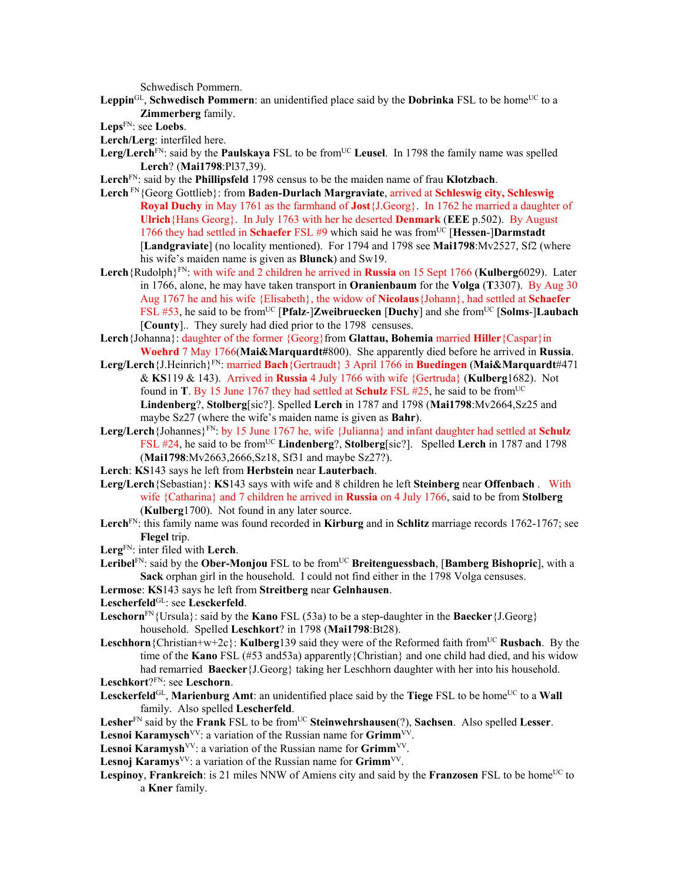Schwedisch Pommern.

**Leppin**[GL], **Schwedisch Pommern**: an unidentified place said by the **Dobrinka** FSL to be home[UC] to a **Zimmerberg** family.

**Leps**[FN]: see **Loebs**.

**Lerch/Lerg**: interfiled here.

**Lerg/Lerch**[FN]: said by the **Paulskaya** FSL to be from[UC] **Leusel**. In 1798 the family name was spelled **Lerch**? (**Mai1798**:Pl37,39).

**Lerch**[FN]: said by the **Phillipsfeld** 1798 census to be the maiden name of frau **Klotzbach**.

**Lerch** [FN]{Georg Gottlieb}: from **Baden-Durlach Margraviate**, arrived at **Schleswig city, Schleswig Royal Duchy** in May 1761 as the farmhand of **Jost**{J.Georg}. In 1762 he married a daughter of **Ulrich**{Hans Georg}. In July 1763 with her he deserted **Denmark** (**EEE** p.502). By August 1766 they had settled in **Schaefer** FSL #9 which said he was from[UC] [**Hessen**-]**Darmstadt** [**Landgraviate**] (no locality mentioned). For 1794 and 1798 see **Mai1798**:Mv2527, Sf2 (where his wife's maiden name is given as **Blunck**) and Sw19.

**Lerch**{Rudolph}[FN]: with wife and 2 children he arrived in **Russia** on 15 Sept 1766 (**Kulberg**6029). Later in 1766, alone, he may have taken transport in **Oranienbaum** for the **Volga** (**T**3307). By Aug 30 Aug 1767 he and his wife {Elisabeth}, the widow of **Nicolaus**{Johann}, had settled at **Schaefer** FSL #53, he said to be from[UC] [**Pfalz**-]**Zweibruecken** [**Duchy**] and she from[UC] [**Solms**-]**Laubach** [**County**].. They surely had died prior to the 1798 censuses.

**Lerch**{Johanna}: daughter of the former {Georg}from **Glattau, Bohemia** married **Hiller**{Caspar}in **Woehrd** 7 May 1766(**Mai&Marquardt#**800). She apparently died before he arrived in **Russia**.

**Lerg/Lerch**{J.Heinrich}[FN]: married **Bach**{Gertraudt} 3 April 1766 in **Buedingen** (**Mai&Marquardt**#471 & **KS**119 & 143). Arrived in **Russia** 4 July 1766 with wife {Gertruda} (**Kulberg**1682). Not found in **T**. By 15 June 1767 they had settled at **Schulz** FSL #25, he said to be from[UC] **Lindenberg**?, **Stolberg**[sic?]. Spelled **Lerch** in 1787 and 1798 (**Mai1798**:Mv2664,Sz25 and maybe Sz27 (where the wife's maiden name is given as **Bahr**).

**Lerg/Lerch**{Johannes}[FN]: by 15 June 1767 he, wife {Julianna} and infant daughter had settled at **Schulz** FSL #24, he said to be from[UC] **Lindenberg**?, **Stolberg**[sic?]. Spelled **Lerch** in 1787 and 1798 (**Mai1798**:Mv2663,2666,Sz18, Sf31 and maybe Sz27?).

**Lerch**: **KS**143 says he left from **Herbstein** near **Lauterbach**.

**Lerg/Lerch**{Sebastian}: **KS**143 says with wife and 8 children he left **Steinberg** near **Offenbach** . With wife {Catharina} and 7 children he arrived in **Russia** on 4 July 1766, said to be from **Stolberg** (**Kulberg**1700). Not found in any later source.

**Lerch**[FN]: this family name was found recorded in **Kirburg** and in **Schlitz** marriage records 1762-1767; see **Flegel** trip.

**Lerg**[FN]: inter filed with **Lerch**.

**Leribel**[FN]: said by the **Ober-Monjou** FSL to be from[UC] **Breitenguessbach**, [**Bamberg Bishopric**], with a **Sack** orphan girl in the household. I could not find either in the 1798 Volga censuses.

**Lermose**: **KS**143 says he left from **Streitberg** near **Gelnhausen**.

**Lescherfeld**[GL]: see **Lesckerfeld**.

**Leschorn**[FN]{Ursula}: said by the **Kano** FSL (53a) to be a step-daughter in the **Baecker**{J.Georg} household. Spelled **Leschkort**? in 1798 (**Mai1798**:Bt28).

**Leschhorn**{Christian+w+2c}: **Kulberg**139 said they were of the Reformed faith from[UC] **Rusbach**. By the time of the **Kano** FSL (#53 and53a) apparently{Christian} and one child had died, and his widow had remarried **Baecker**{J.Georg} taking her Leschhorn daughter with her into his household.

**Leschkort**?[FN]: see **Leschorn**.

**Lesckerfeld**[GL], **Marienburg Amt**: an unidentified place said by the **Tiege** FSL to be home[UC] to a **Wall** family. Also spelled **Lescherfeld**.

**Lesher**[FN] said by the **Frank** FSL to be from[UC] **Steinwehrshausen**(?), **Sachsen**. Also spelled **Lesser**.

**Lesnoi Karamysch**[VV]: a variation of the Russian name for **Grimm**[VV].

**Lesnoi Karamysh**[VV]: a variation of the Russian name for **Grimm**[VV].

**Lesnoj Karamys**[VV]: a variation of the Russian name for **Grimm**[VV].

**Lespinoy**, **Frankreich**: is 21 miles NNW of Amiens city and said by the **Franzosen** FSL to be home[UC] to a **Kner** family.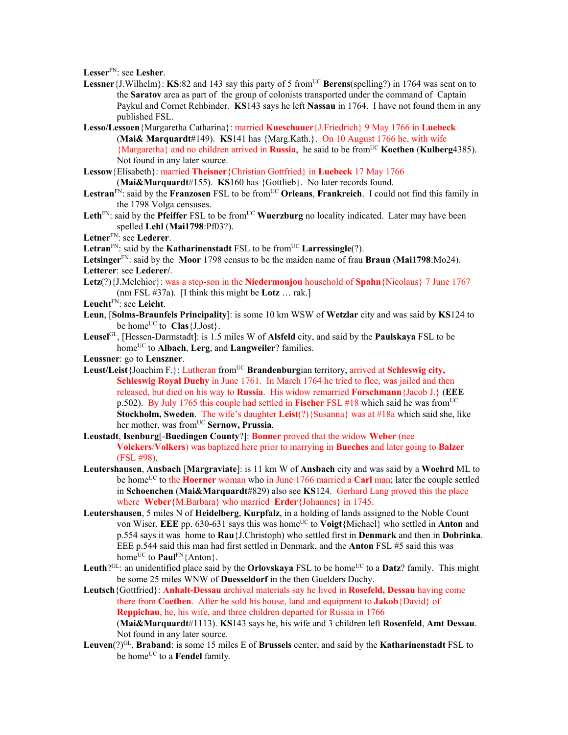**Lesser**[FN]: see **Lesher**.

**Lessner**{J.Wilhelm}: **KS**:82 and 143 say this party of 5 from[UC] **Berens**(spelling?) in 1764 was sent on to the **Saratov** area as part of the group of colonists transported under the command of Captain Paykul and Cornet Rehbinder. **KS**143 says he left **Nassau** in 1764. I have not found them in any published FSL.

**Lesso/Lessoen**{Margaretha Catharina}: married **Kueschauer**{J.Friedrich} 9 May 1766 in **Luebeck** (**Mai& Marquardt**#149). **KS**141 has {Marg.Kath.}. On 10 August 1766 he, with wife {Margaretha} and no children arrived in **Russia**, he said to be from[UC] **Koethen** (**Kulberg**4385). Not found in any later source.

**Lessow**{Elisabeth}: married **Theisner**{Christian Gottfried} in **Luebeck** 17 May 1766 (**Mai&Marquardt**#155). **KS**160 has {Gottlieb}. No later records found.

**Lestran**[FN]: said by the **Franzosen** FSL to be from[UC] **Orleans**, **Frankreich**. I could not find this family in the 1798 Volga censuses.

**Leth**[FN]: said by the **Pfeiffer** FSL to be from[UC] **Wuerzburg** no locality indicated. Later may have been spelled **Lehl** (**Mai1798**:Pf03?).

**Letner**[FN]: see **Lederer**.

**Letran**[FN]: said by the **Katharinenstadt** FSL to be from[UC] **Larressingle**(?).

**Letsinger**[FN]: said by the **Moor** 1798 census to be the maiden name of frau **Braun** (**Mai1798**:Mo24).

**Letterer**: see **Lederer/**.

**Letz**(?){J.Melchior}: was a step-son in the **Niedermonjou** household of **Spahn**{Nicolaus} 7 June 1767 (nm FSL #37a). [I think this might be **Lotz** … rak.]

**Leucht**[FN]: see **Leicht**.

**Leun**, [**Solms-Braunfels Principality**]: is some 10 km WSW of **Wetzlar** city and was said by **KS**124 to be home[UC] to **Clas**{J.Jost}.

**Leusel**[GL], [Hessen-Darmstadt]: is 1.5 miles W of **Alsfeld** city, and said by the **Paulskaya** FSL to be home[UC] to **Albach**, **Lerg**, and **Langweiler**? families.

**Leussner**: go to **Lenszner**.

**Leust/Leist**{Joachim F.}: Lutheran from[UC] **Brandenburg**ian territory, arrived at **Schleswig city, Schleswig Royal Duchy** in June 1761. In March 1764 he tried to flee, was jailed and then released, but died on his way to **Russia**. His widow remarried **Forschmann**{Jacob J.} (**EEE** p.502). By July 1765 this couple had settled in **Fischer** FSL #18 which said he was from[UC] **Stockholm, Sweden**. The wife's daughter **Leist**(?){Susanna} was at #18a which said she, like her mother, was from[UC] **Sernow, Prussia**.

**Leustadt**, **Isenburg**[-**Buedingen County**?]: **Bonner** proved that the widow **Weber** (nee **Volckers**/**Volkers**) was baptized here prior to marrying in **Bueches** and later going to **Balzer** (FSL #98).

**Leutershausen**, **Ansbach** [**Margraviate**]: is 11 km W of **Ansbach** city and was said by a **Woehrd** ML to be home[UC] to the **Hoerner** woman who in June 1766 married a **Carl** man; later the couple settled in **Schoenchen** (**Mai&Marquardt**#829) also see **KS**124. Gerhard Lang proved this the place where **Weber**{M.Barbara} who married **Erder**{Johannes} in 1745.

**Leutershausen**, 5 miles N of **Heidelberg**, **Kurpfalz**, in a holding of lands assigned to the Noble Count von Wiser. **EEE** pp. 630-631 says this was home[UC] to **Voigt**{Michael} who settled in **Anton** and p.554 says it was home to **Rau**{J.Christoph) who settled first in **Denmark** and then in **Dobrinka**. EEE p.544 said this man had first settled in Denmark, and the **Anton** FSL #5 said this was home[UC] to **Paul**[FN]{Anton}.

**Leuth**?[GL]: an unidentified place said by the **Orlovskaya** FSL to be home[UC] to a **Datz**? family. This might be some 25 miles WNW of **Duesseldorf** in the then Guelders Duchy.

**Leutsch**{Gottfried}: **Anhalt-Dessau** archival materials say he lived in **Rosefeld, Dessau** having come there from **Coethen**. After he sold his house, land and equipment to **Jakob**{David} of **Reppichau**, he, his wife, and three children departed for Russia in 1766 (**Mai&Marquardt**#1113). **KS**143 says he, his wife and 3 children left **Rosenfeld**, **Amt Dessau**. Not found in any later source.

**Leuven**(?)[GL], **Braband**: is some 15 miles E of **Brussels** center, and said by the **Katharinenstadt** FSL to be home[UC] to a **Fendel** family.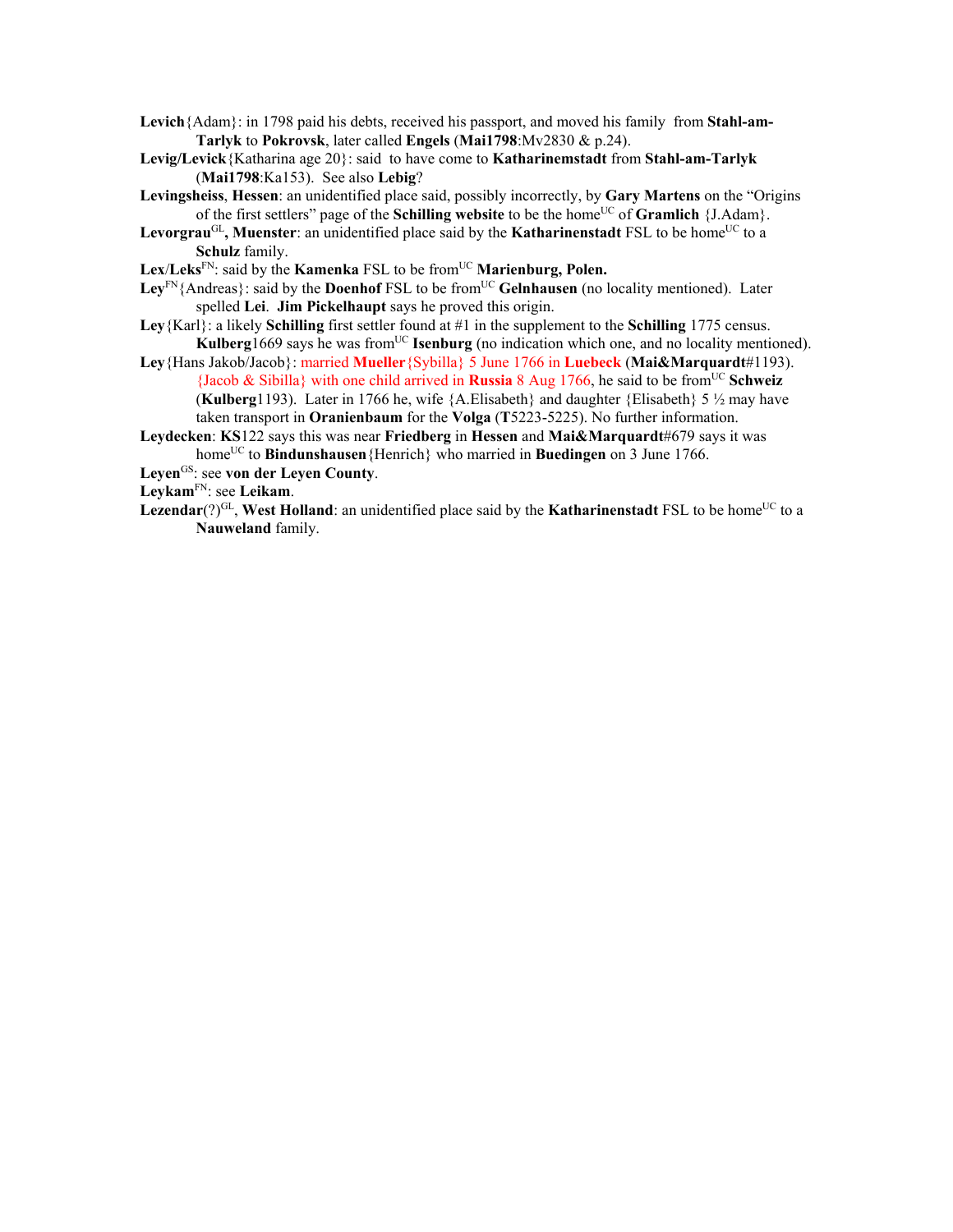**Levich**{Adam}: in 1798 paid his debts, received his passport, and moved his family from **Stahl-am-Tarlyk** to **Pokrovsk**, later called **Engels** (**Mai1798**:Mv2830 & p.24).

**Levig/Levick**{Katharina age 20}: said to have come to **Katharinemstadt** from **Stahl-am-Tarlyk** (**Mai1798**:Ka153). See also **Lebig**?

**Levingsheiss**, **Hessen**: an unidentified place said, possibly incorrectly, by **Gary Martens** on the "Origins of the first settlers" page of the **Schilling website** to be the home[UC] of **Gramlich** {J.Adam}.

**Levorgrau**[GL]**, Muenster**: an unidentified place said by the **Katharinenstadt** FSL to be home[UC] to a **Schulz** family.

**Lex**/**Leks**[FN]: said by the **Kamenka** FSL to be from[UC] **Marienburg, Polen.**

**Ley**[FN]{Andreas}: said by the **Doenhof** FSL to be from[UC] **Gelnhausen** (no locality mentioned). Later spelled **Lei**. **Jim Pickelhaupt** says he proved this origin.

**Ley**{Karl}: a likely **Schilling** first settler found at #1 in the supplement to the **Schilling** 1775 census. **Kulberg**1669 says he was from[UC] **Isenburg** (no indication which one, and no locality mentioned).

**Ley**{Hans Jakob/Jacob}: married **Mueller**{Sybilla} 5 June 1766 in **Luebeck** (**Mai&Marquardt**#1193). {Jacob & Sibilla} with one child arrived in **Russia** 8 Aug 1766, he said to be from[UC] **Schweiz** (**Kulberg**1193). Later in 1766 he, wife {A.Elisabeth} and daughter {Elisabeth} 5 ½ may have taken transport in **Oranienbaum** for the **Volga** (**T**5223-5225). No further information.

**Leydecken**: **KS**122 says this was near **Friedberg** in **Hessen** and **Mai&Marquardt**#679 says it was home[UC] to **Bindunshausen**{Henrich} who married in **Buedingen** on 3 June 1766.

**Leyen**[GS]: see **von der Leyen County**.

**Leykam**[FN]: see **Leikam**.

**Lezendar**(?)[GL], **West Holland**: an unidentified place said by the **Katharinenstadt** FSL to be home[UC] to a **Nauweland** family.